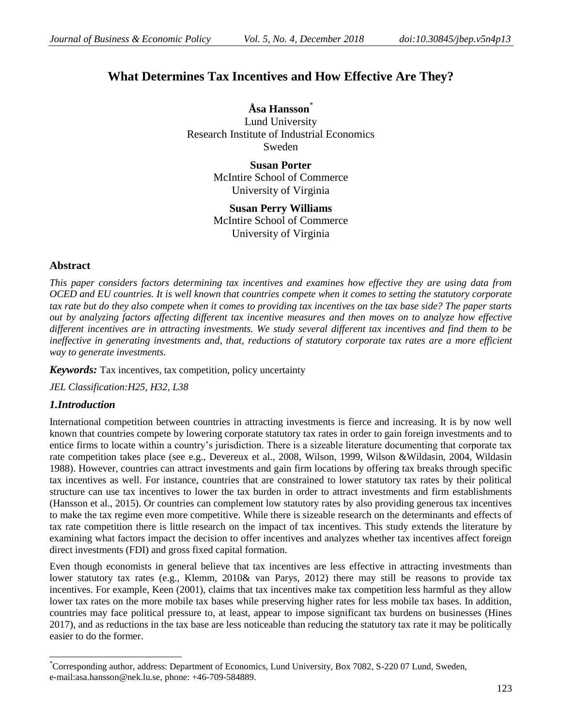# What Determines Tax Incentives and How Effective Are They?

**Åsa Hansson**[*]
Lund University
Research Institute of Industrial Economics
Sweden

**Susan Porter**
McIntire School of Commerce
University of Virginia

**Susan Perry Williams**
McIntire School of Commerce
University of Virginia

## Abstract

*This paper considers factors determining tax incentives and examines how effective they are using data from OCED and EU countries. It is well known that countries compete when it comes to setting the statutory corporate tax rate but do they also compete when it comes to providing tax incentives on the tax base side? The paper starts out by analyzing factors affecting different tax incentive measures and then moves on to analyze how effective different incentives are in attracting investments. We study several different tax incentives and find them to be ineffective in generating investments and, that, reductions of statutory corporate tax rates are a more efficient way to generate investments.*

***Keywords:*** Tax incentives, tax competition, policy uncertainty

*JEL Classification:H25, H32, L38*

## *1.Introduction*

International competition between countries in attracting investments is fierce and increasing. It is by now well known that countries compete by lowering corporate statutory tax rates in order to gain foreign investments and to entice firms to locate within a country's jurisdiction. There is a sizeable literature documenting that corporate tax rate competition takes place (see e.g., Devereux et al., 2008, Wilson, 1999, Wilson &Wildasin, 2004, Wildasin 1988). However, countries can attract investments and gain firm locations by offering tax breaks through specific tax incentives as well. For instance, countries that are constrained to lower statutory tax rates by their political structure can use tax incentives to lower the tax burden in order to attract investments and firm establishments (Hansson et al., 2015). Or countries can complement low statutory rates by also providing generous tax incentives to make the tax regime even more competitive. While there is sizeable research on the determinants and effects of tax rate competition there is little research on the impact of tax incentives. This study extends the literature by examining what factors impact the decision to offer incentives and analyzes whether tax incentives affect foreign direct investments (FDI) and gross fixed capital formation.

Even though economists in general believe that tax incentives are less effective in attracting investments than lower statutory tax rates (e.g., Klemm, 2010& van Parys, 2012) there may still be reasons to provide tax incentives. For example, Keen (2001), claims that tax incentives make tax competition less harmful as they allow lower tax rates on the more mobile tax bases while preserving higher rates for less mobile tax bases. In addition, countries may face political pressure to, at least, appear to impose significant tax burdens on businesses (Hines 2017), and as reductions in the tax base are less noticeable than reducing the statutory tax rate it may be politically easier to do the former.

[*]Corresponding author, address: Department of Economics, Lund University, Box 7082, S-220 07 Lund, Sweden, e-mail:asa.hansson@nek.lu.se, phone: +46-709-584889.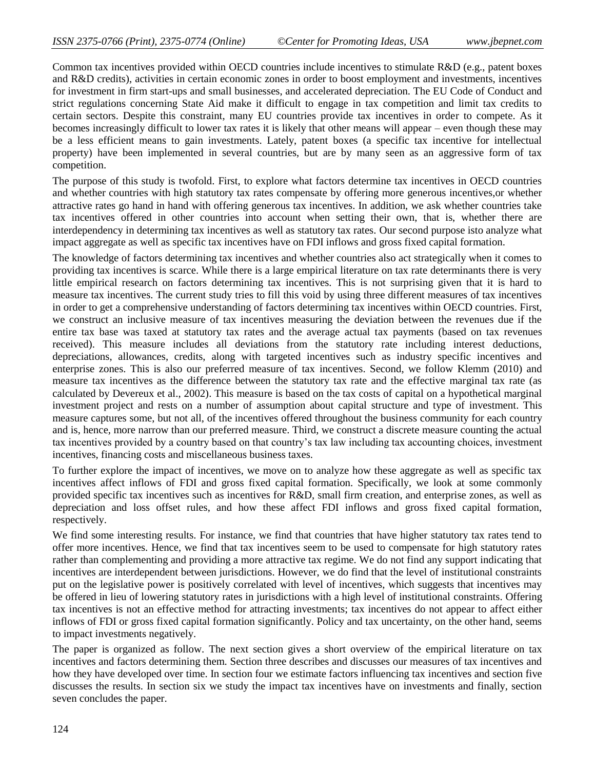Common tax incentives provided within OECD countries include incentives to stimulate R&D (e.g., patent boxes and R&D credits), activities in certain economic zones in order to boost employment and investments, incentives for investment in firm start-ups and small businesses, and accelerated depreciation. The EU Code of Conduct and strict regulations concerning State Aid make it difficult to engage in tax competition and limit tax credits to certain sectors. Despite this constraint, many EU countries provide tax incentives in order to compete. As it becomes increasingly difficult to lower tax rates it is likely that other means will appear – even though these may be a less efficient means to gain investments. Lately, patent boxes (a specific tax incentive for intellectual property) have been implemented in several countries, but are by many seen as an aggressive form of tax competition.

The purpose of this study is twofold. First, to explore what factors determine tax incentives in OECD countries and whether countries with high statutory tax rates compensate by offering more generous incentives,or whether attractive rates go hand in hand with offering generous tax incentives. In addition, we ask whether countries take tax incentives offered in other countries into account when setting their own, that is, whether there are interdependency in determining tax incentives as well as statutory tax rates. Our second purpose isto analyze what impact aggregate as well as specific tax incentives have on FDI inflows and gross fixed capital formation.

The knowledge of factors determining tax incentives and whether countries also act strategically when it comes to providing tax incentives is scarce. While there is a large empirical literature on tax rate determinants there is very little empirical research on factors determining tax incentives. This is not surprising given that it is hard to measure tax incentives. The current study tries to fill this void by using three different measures of tax incentives in order to get a comprehensive understanding of factors determining tax incentives within OECD countries. First, we construct an inclusive measure of tax incentives measuring the deviation between the revenues due if the entire tax base was taxed at statutory tax rates and the average actual tax payments (based on tax revenues received). This measure includes all deviations from the statutory rate including interest deductions, depreciations, allowances, credits, along with targeted incentives such as industry specific incentives and enterprise zones. This is also our preferred measure of tax incentives. Second, we follow Klemm (2010) and measure tax incentives as the difference between the statutory tax rate and the effective marginal tax rate (as calculated by Devereux et al., 2002). This measure is based on the tax costs of capital on a hypothetical marginal investment project and rests on a number of assumption about capital structure and type of investment. This measure captures some, but not all, of the incentives offered throughout the business community for each country and is, hence, more narrow than our preferred measure. Third, we construct a discrete measure counting the actual tax incentives provided by a country based on that country's tax law including tax accounting choices, investment incentives, financing costs and miscellaneous business taxes.

To further explore the impact of incentives, we move on to analyze how these aggregate as well as specific tax incentives affect inflows of FDI and gross fixed capital formation. Specifically, we look at some commonly provided specific tax incentives such as incentives for R&D, small firm creation, and enterprise zones, as well as depreciation and loss offset rules, and how these affect FDI inflows and gross fixed capital formation, respectively.

We find some interesting results. For instance, we find that countries that have higher statutory tax rates tend to offer more incentives. Hence, we find that tax incentives seem to be used to compensate for high statutory rates rather than complementing and providing a more attractive tax regime. We do not find any support indicating that incentives are interdependent between jurisdictions. However, we do find that the level of institutional constraints put on the legislative power is positively correlated with level of incentives, which suggests that incentives may be offered in lieu of lowering statutory rates in jurisdictions with a high level of institutional constraints. Offering tax incentives is not an effective method for attracting investments; tax incentives do not appear to affect either inflows of FDI or gross fixed capital formation significantly. Policy and tax uncertainty, on the other hand, seems to impact investments negatively.

The paper is organized as follow. The next section gives a short overview of the empirical literature on tax incentives and factors determining them. Section three describes and discusses our measures of tax incentives and how they have developed over time. In section four we estimate factors influencing tax incentives and section five discusses the results. In section six we study the impact tax incentives have on investments and finally, section seven concludes the paper.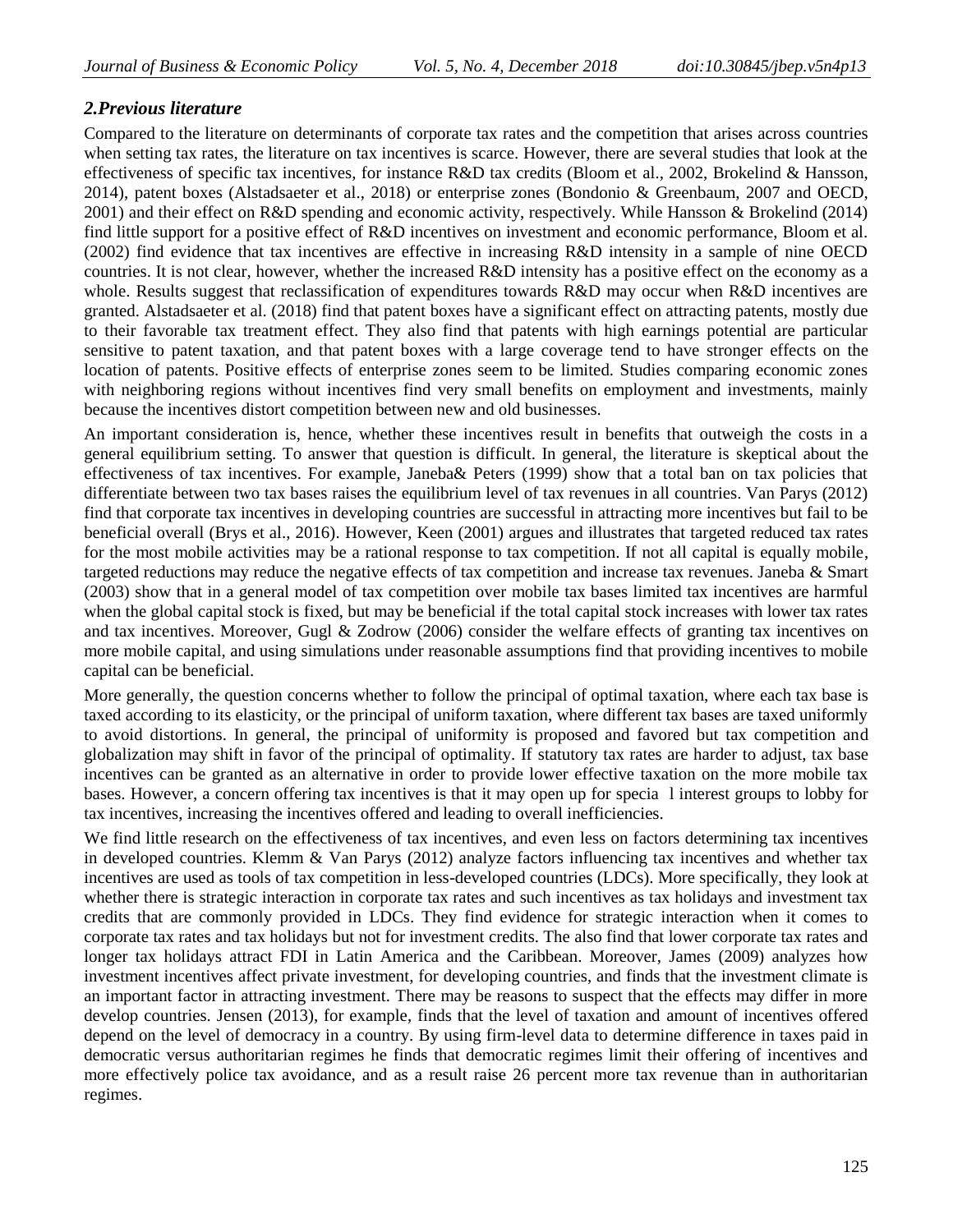## *2.Previous literature*

Compared to the literature on determinants of corporate tax rates and the competition that arises across countries when setting tax rates, the literature on tax incentives is scarce. However, there are several studies that look at the effectiveness of specific tax incentives, for instance R&D tax credits (Bloom et al., 2002, Brokelind & Hansson, 2014), patent boxes (Alstadsaeter et al., 2018) or enterprise zones (Bondonio & Greenbaum, 2007 and OECD, 2001) and their effect on R&D spending and economic activity, respectively. While Hansson & Brokelind (2014) find little support for a positive effect of R&D incentives on investment and economic performance, Bloom et al. (2002) find evidence that tax incentives are effective in increasing R&D intensity in a sample of nine OECD countries. It is not clear, however, whether the increased R&D intensity has a positive effect on the economy as a whole. Results suggest that reclassification of expenditures towards R&D may occur when R&D incentives are granted. Alstadsaeter et al. (2018) find that patent boxes have a significant effect on attracting patents, mostly due to their favorable tax treatment effect. They also find that patents with high earnings potential are particular sensitive to patent taxation, and that patent boxes with a large coverage tend to have stronger effects on the location of patents. Positive effects of enterprise zones seem to be limited. Studies comparing economic zones with neighboring regions without incentives find very small benefits on employment and investments, mainly because the incentives distort competition between new and old businesses.

An important consideration is, hence, whether these incentives result in benefits that outweigh the costs in a general equilibrium setting. To answer that question is difficult. In general, the literature is skeptical about the effectiveness of tax incentives. For example, Janeba& Peters (1999) show that a total ban on tax policies that differentiate between two tax bases raises the equilibrium level of tax revenues in all countries. Van Parys (2012) find that corporate tax incentives in developing countries are successful in attracting more incentives but fail to be beneficial overall (Brys et al., 2016). However, Keen (2001) argues and illustrates that targeted reduced tax rates for the most mobile activities may be a rational response to tax competition. If not all capital is equally mobile, targeted reductions may reduce the negative effects of tax competition and increase tax revenues. Janeba & Smart (2003) show that in a general model of tax competition over mobile tax bases limited tax incentives are harmful when the global capital stock is fixed, but may be beneficial if the total capital stock increases with lower tax rates and tax incentives. Moreover, Gugl & Zodrow (2006) consider the welfare effects of granting tax incentives on more mobile capital, and using simulations under reasonable assumptions find that providing incentives to mobile capital can be beneficial.

More generally, the question concerns whether to follow the principal of optimal taxation, where each tax base is taxed according to its elasticity, or the principal of uniform taxation, where different tax bases are taxed uniformly to avoid distortions. In general, the principal of uniformity is proposed and favored but tax competition and globalization may shift in favor of the principal of optimality. If statutory tax rates are harder to adjust, tax base incentives can be granted as an alternative in order to provide lower effective taxation on the more mobile tax bases. However, a concern offering tax incentives is that it may open up for specia l interest groups to lobby for tax incentives, increasing the incentives offered and leading to overall inefficiencies.

We find little research on the effectiveness of tax incentives, and even less on factors determining tax incentives in developed countries. Klemm & Van Parys (2012) analyze factors influencing tax incentives and whether tax incentives are used as tools of tax competition in less-developed countries (LDCs). More specifically, they look at whether there is strategic interaction in corporate tax rates and such incentives as tax holidays and investment tax credits that are commonly provided in LDCs. They find evidence for strategic interaction when it comes to corporate tax rates and tax holidays but not for investment credits. The also find that lower corporate tax rates and longer tax holidays attract FDI in Latin America and the Caribbean. Moreover, James (2009) analyzes how investment incentives affect private investment, for developing countries, and finds that the investment climate is an important factor in attracting investment. There may be reasons to suspect that the effects may differ in more develop countries. Jensen (2013), for example, finds that the level of taxation and amount of incentives offered depend on the level of democracy in a country. By using firm-level data to determine difference in taxes paid in democratic versus authoritarian regimes he finds that democratic regimes limit their offering of incentives and more effectively police tax avoidance, and as a result raise 26 percent more tax revenue than in authoritarian regimes.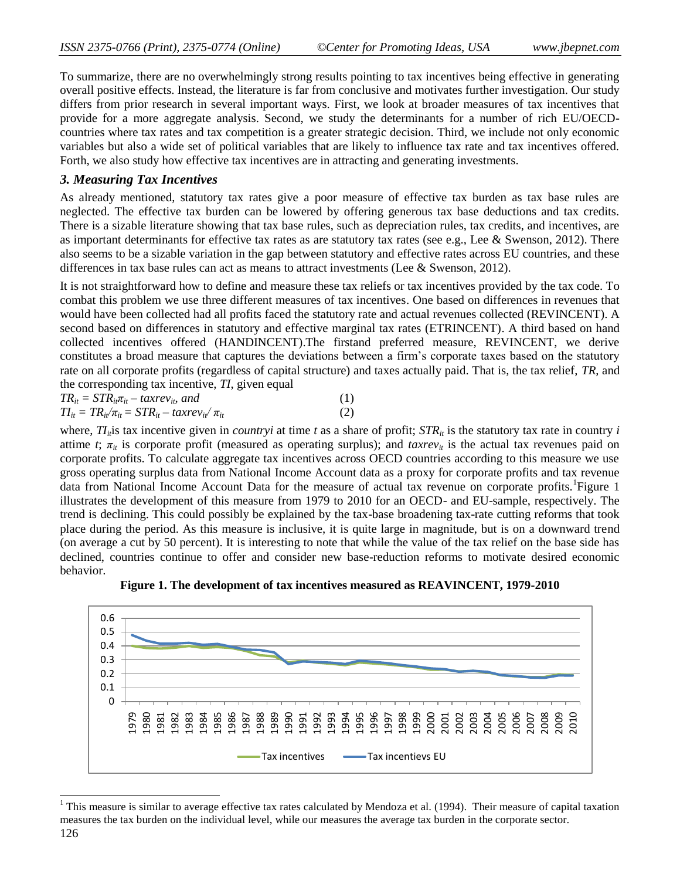To summarize, there are no overwhelmingly strong results pointing to tax incentives being effective in generating overall positive effects. Instead, the literature is far from conclusive and motivates further investigation. Our study differs from prior research in several important ways. First, we look at broader measures of tax incentives that provide for a more aggregate analysis. Second, we study the determinants for a number of rich EU/OECD-countries where tax rates and tax competition is a greater strategic decision. Third, we include not only economic variables but also a wide set of political variables that are likely to influence tax rate and tax incentives offered. Forth, we also study how effective tax incentives are in attracting and generating investments.

### *3. Measuring Tax Incentives*

As already mentioned, statutory tax rates give a poor measure of effective tax burden as tax base rules are neglected. The effective tax burden can be lowered by offering generous tax base deductions and tax credits. There is a sizable literature showing that tax base rules, such as depreciation rules, tax credits, and incentives, are as important determinants for effective tax rates as are statutory tax rates (see e.g., Lee & Swenson, 2012). There also seems to be a sizable variation in the gap between statutory and effective rates across EU countries, and these differences in tax base rules can act as means to attract investments (Lee & Swenson, 2012).

It is not straightforward how to define and measure these tax reliefs or tax incentives provided by the tax code. To combat this problem we use three different measures of tax incentives. One based on differences in revenues that would have been collected had all profits faced the statutory rate and actual revenues collected (REVINCENT). A second based on differences in statutory and effective marginal tax rates (ETRINCENT). A third based on hand collected incentives offered (HANDINCENT).The firstand preferred measure, REVINCENT, we derive constitutes a broad measure that captures the deviations between a firm's corporate taxes based on the statutory rate on all corporate profits (regardless of capital structure) and taxes actually paid. That is, the tax relief, *TR*, and the corresponding tax incentive, *TI*, given equal

$$TR_{it} = STR_{it}\pi_{it} - taxrev_{it}, \text{ and} \qquad (1)$$

$$TI_{it} = TR_{it}/\pi_{it} = STR_{it} - taxrev_{it}/\pi_{it} \qquad (2)$$

where, $TI_{it}$is tax incentive given in *countryi* at time *t* as a share of profit; $STR_{it}$ is the statutory tax rate in country *i* attime *t*; $\pi_{it}$ is corporate profit (measured as operating surplus); and $taxrev_{it}$ is the actual tax revenues paid on corporate profits. To calculate aggregate tax incentives across OECD countries according to this measure we use gross operating surplus data from National Income Account data as a proxy for corporate profits and tax revenue data from National Income Account Data for the measure of actual tax revenue on corporate profits.[1]Figure 1 illustrates the development of this measure from 1979 to 2010 for an OECD- and EU-sample, respectively. The trend is declining. This could possibly be explained by the tax-base broadening tax-rate cutting reforms that took place during the period. As this measure is inclusive, it is quite large in magnitude, but is on a downward trend (on average a cut by 50 percent). It is interesting to note that while the value of the tax relief on the base side has declined, countries continue to offer and consider new base-reduction reforms to motivate desired economic behavior.

**Figure 1. The development of tax incentives measured as REAVINCENT, 1979-2010**

[1] This measure is similar to average effective tax rates calculated by Mendoza et al. (1994). Their measure of capital taxation measures the tax burden on the individual level, while our measures the average tax burden in the corporate sector.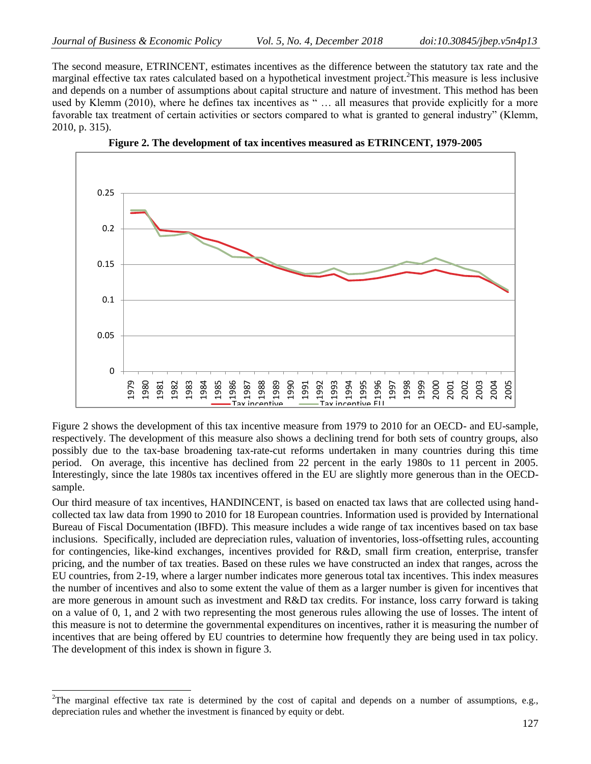The second measure, ETRINCENT, estimates incentives as the difference between the statutory tax rate and the marginal effective tax rates calculated based on a hypothetical investment project.[2] This measure is less inclusive and depends on a number of assumptions about capital structure and nature of investment. This method has been used by Klemm (2010), where he defines tax incentives as " … all measures that provide explicitly for a more favorable tax treatment of certain activities or sectors compared to what is granted to general industry" (Klemm, 2010, p. 315).

**Figure 2. The development of tax incentives measured as ETRINCENT, 1979-2005**

Figure 2 shows the development of this tax incentive measure from 1979 to 2010 for an OECD- and EU-sample, respectively. The development of this measure also shows a declining trend for both sets of country groups, also possibly due to the tax-base broadening tax-rate-cut reforms undertaken in many countries during this time period. On average, this incentive has declined from 22 percent in the early 1980s to 11 percent in 2005. Interestingly, since the late 1980s tax incentives offered in the EU are slightly more generous than in the OECD-sample.

Our third measure of tax incentives, HANDINCENT, is based on enacted tax laws that are collected using hand-collected tax law data from 1990 to 2010 for 18 European countries. Information used is provided by International Bureau of Fiscal Documentation (IBFD). This measure includes a wide range of tax incentives based on tax base inclusions. Specifically, included are depreciation rules, valuation of inventories, loss-offsetting rules, accounting for contingencies, like-kind exchanges, incentives provided for R&D, small firm creation, enterprise, transfer pricing, and the number of tax treaties. Based on these rules we have constructed an index that ranges, across the EU countries, from 2-19, where a larger number indicates more generous total tax incentives. This index measures the number of incentives and also to some extent the value of them as a larger number is given for incentives that are more generous in amount such as investment and R&D tax credits. For instance, loss carry forward is taking on a value of 0, 1, and 2 with two representing the most generous rules allowing the use of losses. The intent of this measure is not to determine the governmental expenditures on incentives, rather it is measuring the number of incentives that are being offered by EU countries to determine how frequently they are being used in tax policy. The development of this index is shown in figure 3.

[2] The marginal effective tax rate is determined by the cost of capital and depends on a number of assumptions, e.g., depreciation rules and whether the investment is financed by equity or debt.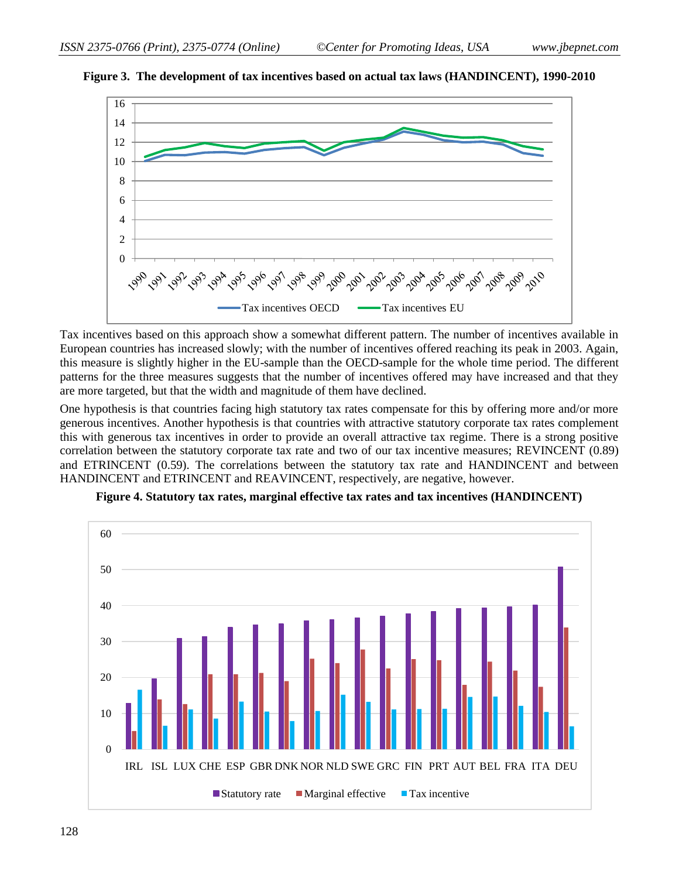**Figure 3. The development of tax incentives based on actual tax laws (HANDINCENT), 1990-2010**

Tax incentives based on this approach show a somewhat different pattern. The number of incentives available in European countries has increased slowly; with the number of incentives offered reaching its peak in 2003. Again, this measure is slightly higher in the EU-sample than the OECD-sample for the whole time period. The different patterns for the three measures suggests that the number of incentives offered may have increased and that they are more targeted, but that the width and magnitude of them have declined.

One hypothesis is that countries facing high statutory tax rates compensate for this by offering more and/or more generous incentives. Another hypothesis is that countries with attractive statutory corporate tax rates complement this with generous tax incentives in order to provide an overall attractive tax regime. There is a strong positive correlation between the statutory corporate tax rate and two of our tax incentive measures; REVINCENT (0.89) and ETRINCENT (0.59). The correlations between the statutory tax rate and HANDINCENT and between HANDINCENT and ETRINCENT and REAVINCENT, respectively, are negative, however.

**Figure 4. Statutory tax rates, marginal effective tax rates and tax incentives (HANDINCENT)**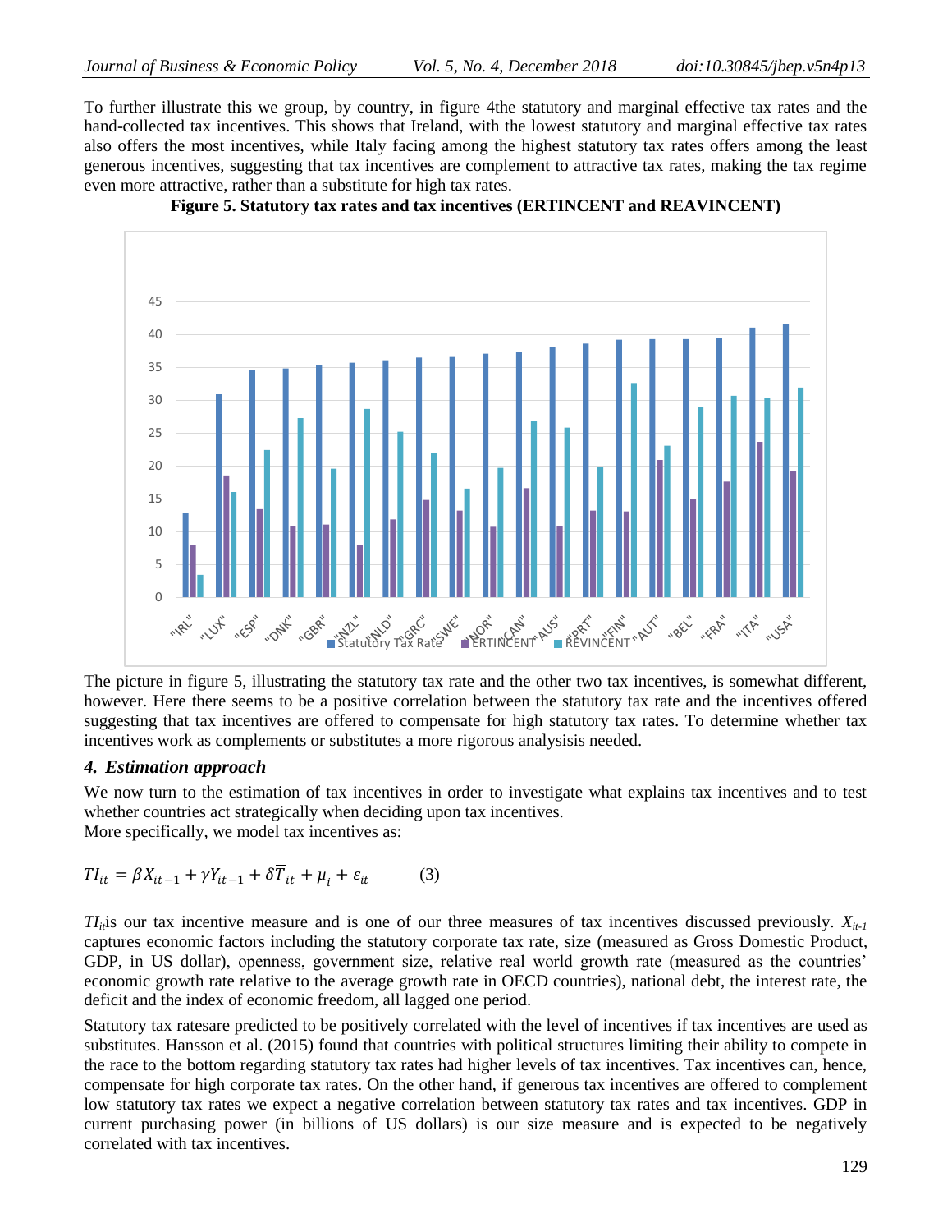To further illustrate this we group, by country, in figure 4the statutory and marginal effective tax rates and the hand-collected tax incentives. This shows that Ireland, with the lowest statutory and marginal effective tax rates also offers the most incentives, while Italy facing among the highest statutory tax rates offers among the least generous incentives, suggesting that tax incentives are complement to attractive tax rates, making the tax regime even more attractive, rather than a substitute for high tax rates.

**Figure 5. Statutory tax rates and tax incentives (ERTINCENT and REAVINCENT)**

The picture in figure 5, illustrating the statutory tax rate and the other two tax incentives, is somewhat different, however. Here there seems to be a positive correlation between the statutory tax rate and the incentives offered suggesting that tax incentives are offered to compensate for high statutory tax rates. To determine whether tax incentives work as complements or substitutes a more rigorous analysisis needed.

## *4. Estimation approach*

We now turn to the estimation of tax incentives in order to investigate what explains tax incentives and to test whether countries act strategically when deciding upon tax incentives.
More specifically, we model tax incentives as:

$$TI_{it} = \beta X_{it-1} + \gamma Y_{it-1} + \delta \overline{T}_{it} + \mu_i + \varepsilon_{it} \qquad (3)$$

$TI_{it}$is our tax incentive measure and is one of our three measures of tax incentives discussed previously. $X_{it-1}$ captures economic factors including the statutory corporate tax rate, size (measured as Gross Domestic Product, GDP, in US dollar), openness, government size, relative real world growth rate (measured as the countries' economic growth rate relative to the average growth rate in OECD countries), national debt, the interest rate, the deficit and the index of economic freedom, all lagged one period.

Statutory tax ratesare predicted to be positively correlated with the level of incentives if tax incentives are used as substitutes. Hansson et al. (2015) found that countries with political structures limiting their ability to compete in the race to the bottom regarding statutory tax rates had higher levels of tax incentives. Tax incentives can, hence, compensate for high corporate tax rates. On the other hand, if generous tax incentives are offered to complement low statutory tax rates we expect a negative correlation between statutory tax rates and tax incentives. GDP in current purchasing power (in billions of US dollars) is our size measure and is expected to be negatively correlated with tax incentives.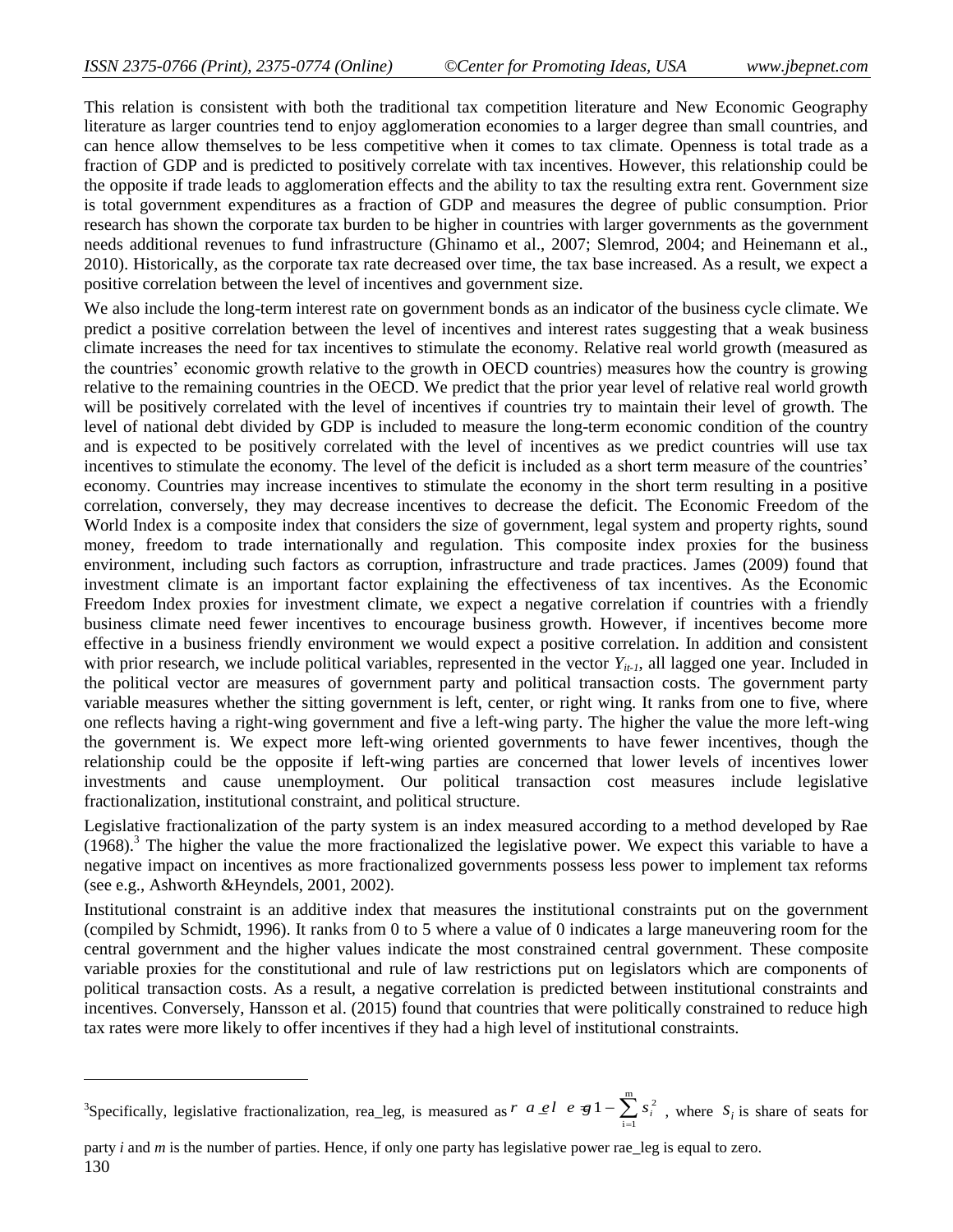This relation is consistent with both the traditional tax competition literature and New Economic Geography literature as larger countries tend to enjoy agglomeration economies to a larger degree than small countries, and can hence allow themselves to be less competitive when it comes to tax climate. Openness is total trade as a fraction of GDP and is predicted to positively correlate with tax incentives. However, this relationship could be the opposite if trade leads to agglomeration effects and the ability to tax the resulting extra rent. Government size is total government expenditures as a fraction of GDP and measures the degree of public consumption. Prior research has shown the corporate tax burden to be higher in countries with larger governments as the government needs additional revenues to fund infrastructure (Ghinamo et al., 2007; Slemrod, 2004; and Heinemann et al., 2010). Historically, as the corporate tax rate decreased over time, the tax base increased. As a result, we expect a positive correlation between the level of incentives and government size.

We also include the long-term interest rate on government bonds as an indicator of the business cycle climate. We predict a positive correlation between the level of incentives and interest rates suggesting that a weak business climate increases the need for tax incentives to stimulate the economy. Relative real world growth (measured as the countries' economic growth relative to the growth in OECD countries) measures how the country is growing relative to the remaining countries in the OECD. We predict that the prior year level of relative real world growth will be positively correlated with the level of incentives if countries try to maintain their level of growth. The level of national debt divided by GDP is included to measure the long-term economic condition of the country and is expected to be positively correlated with the level of incentives as we predict countries will use tax incentives to stimulate the economy. The level of the deficit is included as a short term measure of the countries' economy. Countries may increase incentives to stimulate the economy in the short term resulting in a positive correlation, conversely, they may decrease incentives to decrease the deficit. The Economic Freedom of the World Index is a composite index that considers the size of government, legal system and property rights, sound money, freedom to trade internationally and regulation. This composite index proxies for the business environment, including such factors as corruption, infrastructure and trade practices. James (2009) found that investment climate is an important factor explaining the effectiveness of tax incentives. As the Economic Freedom Index proxies for investment climate, we expect a negative correlation if countries with a friendly business climate need fewer incentives to encourage business growth. However, if incentives become more effective in a business friendly environment we would expect a positive correlation. In addition and consistent with prior research, we include political variables, represented in the vector $Y_{it-1}$, all lagged one year. Included in the political vector are measures of government party and political transaction costs. The government party variable measures whether the sitting government is left, center, or right wing. It ranks from one to five, where one reflects having a right-wing government and five a left-wing party. The higher the value the more left-wing the government is. We expect more left-wing oriented governments to have fewer incentives, though the relationship could be the opposite if left-wing parties are concerned that lower levels of incentives lower investments and cause unemployment. Our political transaction cost measures include legislative fractionalization, institutional constraint, and political structure.

Legislative fractionalization of the party system is an index measured according to a method developed by Rae (1968).[3] The higher the value the more fractionalized the legislative power. We expect this variable to have a negative impact on incentives as more fractionalized governments possess less power to implement tax reforms (see e.g., Ashworth &Heyndels, 2001, 2002).

Institutional constraint is an additive index that measures the institutional constraints put on the government (compiled by Schmidt, 1996). It ranks from 0 to 5 where a value of 0 indicates a large maneuvering room for the central government and the higher values indicate the most constrained central government. These composite variable proxies for the constitutional and rule of law restrictions put on legislators which are components of political transaction costs. As a result, a negative correlation is predicted between institutional constraints and incentives. Conversely, Hansson et al. (2015) found that countries that were politically constrained to reduce high tax rates were more likely to offer incentives if they had a high level of institutional constraints.

---

[3]Specifically, legislative fractionalization, rea_leg, is measured as $rae\_leg = 1 - \sum_{i=1}^{m} s_i^2$ , where $s_i$ is share of seats for party *i* and *m* is the number of parties. Hence, if only one party has legislative power rae_leg is equal to zero.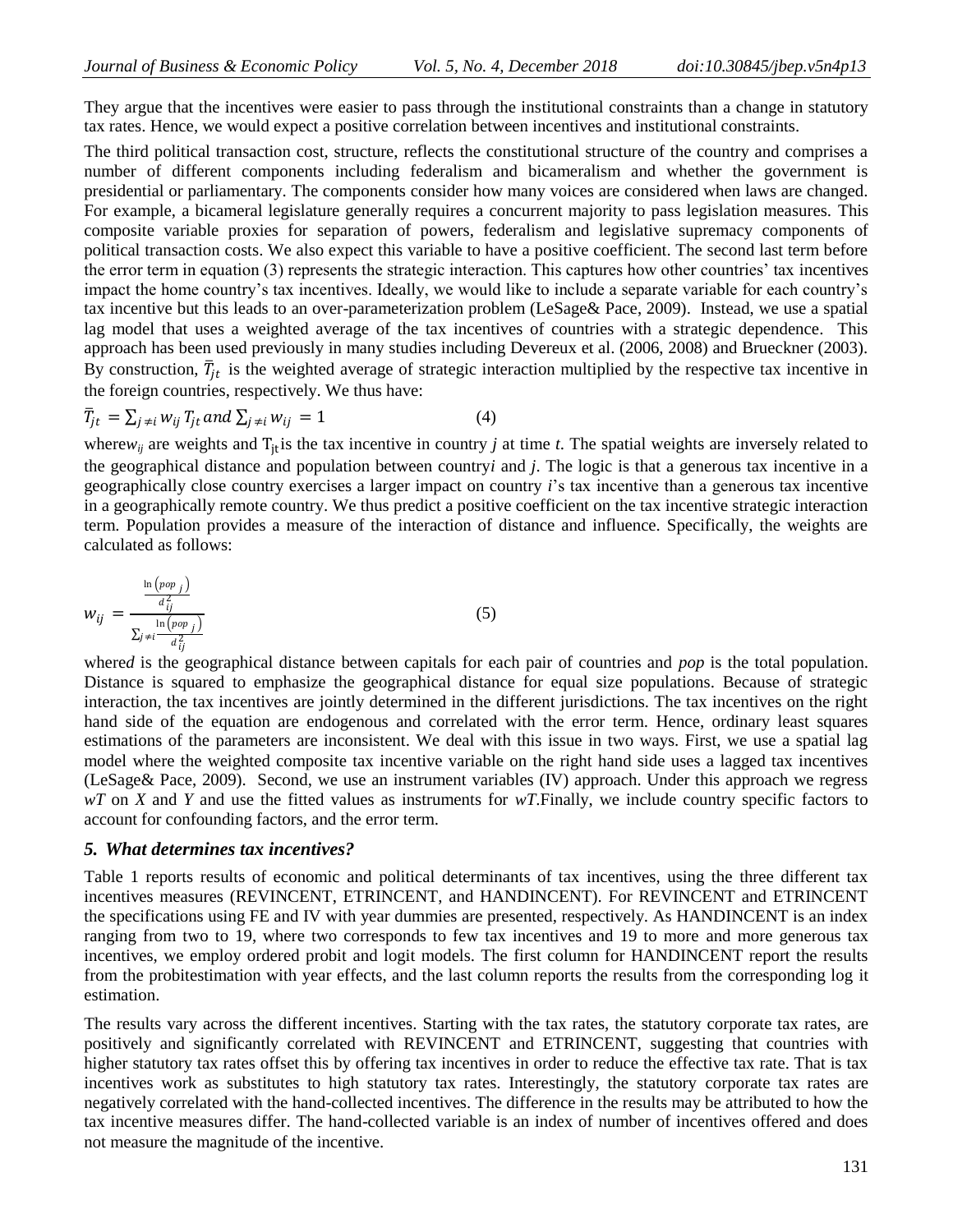They argue that the incentives were easier to pass through the institutional constraints than a change in statutory tax rates. Hence, we would expect a positive correlation between incentives and institutional constraints.

The third political transaction cost, structure, reflects the constitutional structure of the country and comprises a number of different components including federalism and bicameralism and whether the government is presidential or parliamentary. The components consider how many voices are considered when laws are changed. For example, a bicameral legislature generally requires a concurrent majority to pass legislation measures. This composite variable proxies for separation of powers, federalism and legislative supremacy components of political transaction costs. We also expect this variable to have a positive coefficient. The second last term before the error term in equation (3) represents the strategic interaction. This captures how other countries' tax incentives impact the home country's tax incentives. Ideally, we would like to include a separate variable for each country's tax incentive but this leads to an over-parameterization problem (LeSage& Pace, 2009). Instead, we use a spatial lag model that uses a weighted average of the tax incentives of countries with a strategic dependence. This approach has been used previously in many studies including Devereux et al. (2006, 2008) and Brueckner (2003). By construction, $\bar{T}_{jt}$ is the weighted average of strategic interaction multiplied by the respective tax incentive in the foreign countries, respectively. We thus have:

$$\bar{T}_{jt} = \sum_{j \neq i} w_{ij} T_{jt} \text{ and } \sum_{j \neq i} w_{ij} = 1 \qquad (4)$$

where $w_{ij}$ are weights and $T_{jt}$ is the tax incentive in country *j* at time *t*. The spatial weights are inversely related to the geographical distance and population between country *i* and *j*. The logic is that a generous tax incentive in a geographically close country exercises a larger impact on country *i*'s tax incentive than a generous tax incentive in a geographically remote country. We thus predict a positive coefficient on the tax incentive strategic interaction term. Population provides a measure of the interaction of distance and influence. Specifically, the weights are calculated as follows:

$$w_{ij} = \frac{\frac{\ln\left(pop_j\right)}{d_{ij}^2}}{\sum_{j \neq i} \frac{\ln\left(pop_j\right)}{d_{ij}^2}} \qquad (5)$$

where *d* is the geographical distance between capitals for each pair of countries and *pop* is the total population. Distance is squared to emphasize the geographical distance for equal size populations. Because of strategic interaction, the tax incentives are jointly determined in the different jurisdictions. The tax incentives on the right hand side of the equation are endogenous and correlated with the error term. Hence, ordinary least squares estimations of the parameters are inconsistent. We deal with this issue in two ways. First, we use a spatial lag model where the weighted composite tax incentive variable on the right hand side uses a lagged tax incentives (LeSage& Pace, 2009). Second, we use an instrument variables (IV) approach. Under this approach we regress *wT* on *X* and *Y* and use the fitted values as instruments for *wT*. Finally, we include country specific factors to account for confounding factors, and the error term.

### *5. What determines tax incentives?*

Table 1 reports results of economic and political determinants of tax incentives, using the three different tax incentives measures (REVINCENT, ETRINCENT, and HANDINCENT). For REVINCENT and ETRINCENT the specifications using FE and IV with year dummies are presented, respectively. As HANDINCENT is an index ranging from two to 19, where two corresponds to few tax incentives and 19 to more and more generous tax incentives, we employ ordered probit and logit models. The first column for HANDINCENT report the results from the probitestimation with year effects, and the last column reports the results from the corresponding log it estimation.

The results vary across the different incentives. Starting with the tax rates, the statutory corporate tax rates, are positively and significantly correlated with REVINCENT and ETRINCENT, suggesting that countries with higher statutory tax rates offset this by offering tax incentives in order to reduce the effective tax rate. That is tax incentives work as substitutes to high statutory tax rates. Interestingly, the statutory corporate tax rates are negatively correlated with the hand-collected incentives. The difference in the results may be attributed to how the tax incentive measures differ. The hand-collected variable is an index of number of incentives offered and does not measure the magnitude of the incentive.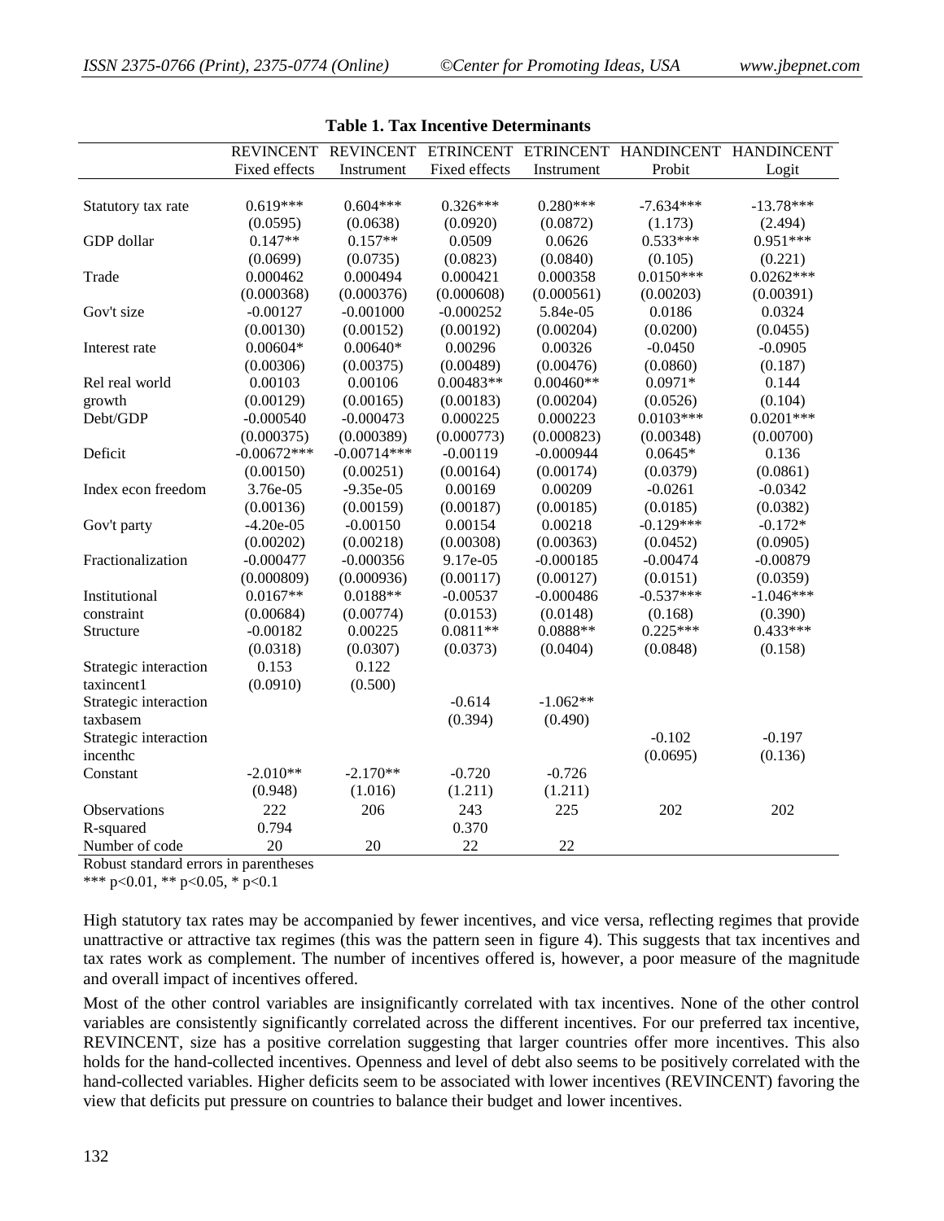**Table 1. Tax Incentive Determinants**

| | REVINCENT | REVINCENT | ETRINCENT | ETRINCENT | HANDINCENT | HANDINCENT |
|---|---|---|---|---|---|---|
| | Fixed effects | Instrument | Fixed effects | Instrument | Probit | Logit |
| Statutory tax rate | 0.619*** | 0.604*** | 0.326*** | 0.280*** | -7.634*** | -13.78*** |
| | (0.0595) | (0.0638) | (0.0920) | (0.0872) | (1.173) | (2.494) |
| GDP dollar | 0.147** | 0.157** | 0.0509 | 0.0626 | 0.533*** | 0.951*** |
| | (0.0699) | (0.0735) | (0.0823) | (0.0840) | (0.105) | (0.221) |
| Trade | 0.000462 | 0.000494 | 0.000421 | 0.000358 | 0.0150*** | 0.0262*** |
| | (0.000368) | (0.000376) | (0.000608) | (0.000561) | (0.00203) | (0.00391) |
| Gov't size | -0.00127 | -0.001000 | -0.000252 | 5.84e-05 | 0.0186 | 0.0324 |
| | (0.00130) | (0.00152) | (0.00192) | (0.00204) | (0.0200) | (0.0455) |
| Interest rate | 0.00604* | 0.00640* | 0.00296 | 0.00326 | -0.0450 | -0.0905 |
| | (0.00306) | (0.00375) | (0.00489) | (0.00476) | (0.0860) | (0.187) |
| Rel real world growth | 0.00103 | 0.00106 | 0.00483** | 0.00460** | 0.0971* | 0.144 |
| | (0.00129) | (0.00165) | (0.00183) | (0.00204) | (0.0526) | (0.104) |
| Debt/GDP | -0.000540 | -0.000473 | 0.000225 | 0.000223 | 0.0103*** | 0.0201*** |
| | (0.000375) | (0.000389) | (0.000773) | (0.000823) | (0.00348) | (0.00700) |
| Deficit | -0.00672*** | -0.00714*** | -0.00119 | -0.000944 | 0.0645* | 0.136 |
| | (0.00150) | (0.00251) | (0.00164) | (0.00174) | (0.0379) | (0.0861) |
| Index econ freedom | 3.76e-05 | -9.35e-05 | 0.00169 | 0.00209 | -0.0261 | -0.0342 |
| | (0.00136) | (0.00159) | (0.00187) | (0.00185) | (0.0185) | (0.0382) |
| Gov't party | -4.20e-05 | -0.00150 | 0.00154 | 0.00218 | -0.129*** | -0.172* |
| | (0.00202) | (0.00218) | (0.00308) | (0.00363) | (0.0452) | (0.0905) |
| Fractionalization | -0.000477 | -0.000356 | 9.17e-05 | -0.000185 | -0.00474 | -0.00879 |
| | (0.000809) | (0.000936) | (0.00117) | (0.00127) | (0.0151) | (0.0359) |
| Institutional constraint | 0.0167** | 0.0188** | -0.00537 | -0.000486 | -0.537*** | -1.046*** |
| | (0.00684) | (0.00774) | (0.0153) | (0.0148) | (0.168) | (0.390) |
| Structure | -0.00182 | 0.00225 | 0.0811** | 0.0888** | 0.225*** | 0.433*** |
| | (0.0318) | (0.0307) | (0.0373) | (0.0404) | (0.0848) | (0.158) |
| Strategic interaction taxincent1 | 0.153 | 0.122 | | | | |
| | (0.0910) | (0.500) | | | | |
| Strategic interaction taxbasem | | | -0.614 | -1.062** | | |
| | | | (0.394) | (0.490) | | |
| Strategic interaction incenthc | | | | | -0.102 | -0.197 |
| | | | | | (0.0695) | (0.136) |
| Constant | -2.010** | -2.170** | -0.720 | -0.726 | | |
| | (0.948) | (1.016) | (1.211) | (1.211) | | |
| Observations | 222 | 206 | 243 | 225 | 202 | 202 |
| R-squared | 0.794 | | 0.370 | | | |
| Number of code | 20 | 20 | 22 | 22 | | |

Robust standard errors in parentheses

*** p<0.01, ** p<0.05, * p<0.1

High statutory tax rates may be accompanied by fewer incentives, and vice versa, reflecting regimes that provide unattractive or attractive tax regimes (this was the pattern seen in figure 4). This suggests that tax incentives and tax rates work as complement. The number of incentives offered is, however, a poor measure of the magnitude and overall impact of incentives offered.

Most of the other control variables are insignificantly correlated with tax incentives. None of the other control variables are consistently significantly correlated across the different incentives. For our preferred tax incentive, REVINCENT, size has a positive correlation suggesting that larger countries offer more incentives. This also holds for the hand-collected incentives. Openness and level of debt also seems to be positively correlated with the hand-collected variables. Higher deficits seem to be associated with lower incentives (REVINCENT) favoring the view that deficits put pressure on countries to balance their budget and lower incentives.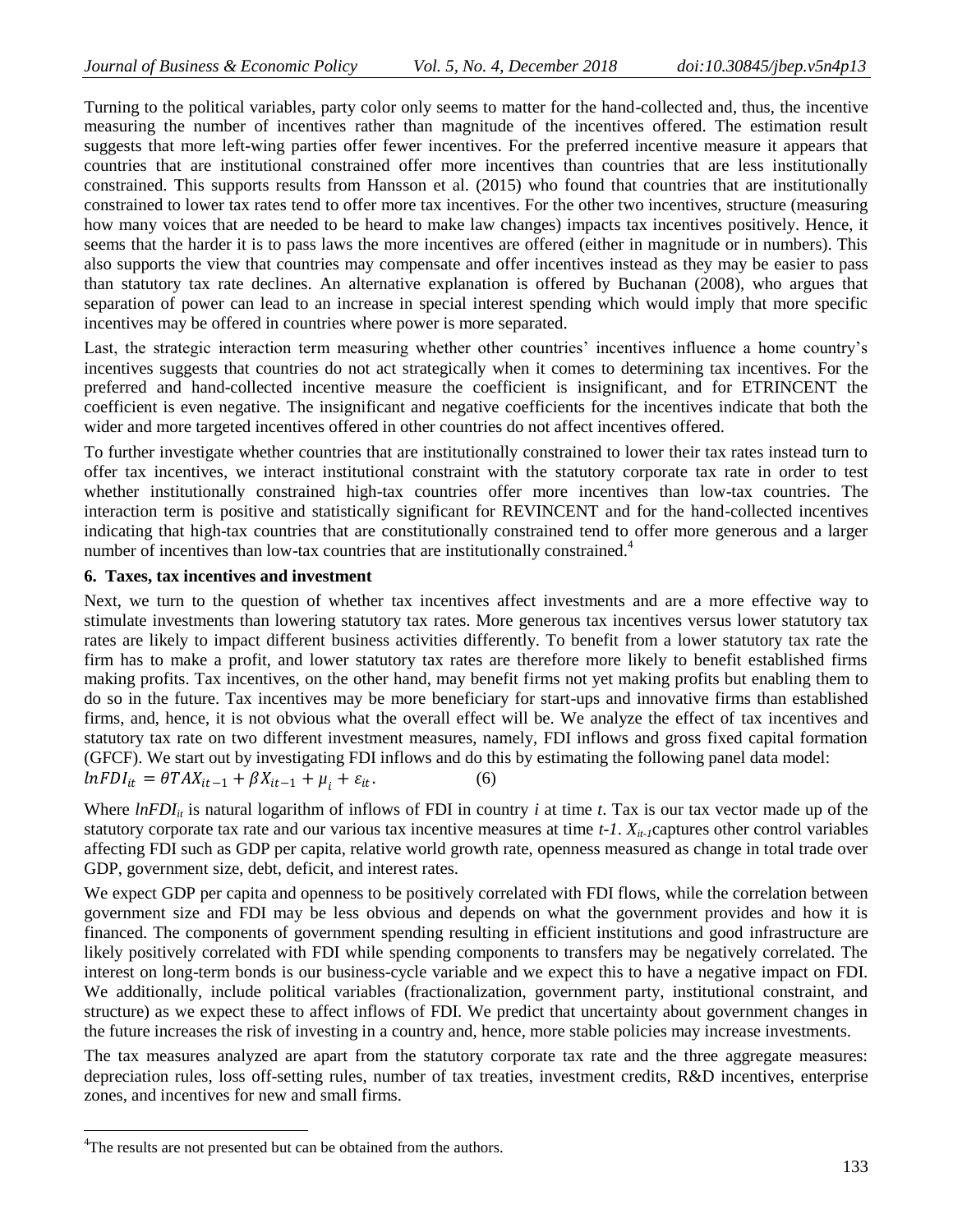Turning to the political variables, party color only seems to matter for the hand-collected and, thus, the incentive measuring the number of incentives rather than magnitude of the incentives offered. The estimation result suggests that more left-wing parties offer fewer incentives. For the preferred incentive measure it appears that countries that are institutional constrained offer more incentives than countries that are less institutionally constrained. This supports results from Hansson et al. (2015) who found that countries that are institutionally constrained to lower tax rates tend to offer more tax incentives. For the other two incentives, structure (measuring how many voices that are needed to be heard to make law changes) impacts tax incentives positively. Hence, it seems that the harder it is to pass laws the more incentives are offered (either in magnitude or in numbers). This also supports the view that countries may compensate and offer incentives instead as they may be easier to pass than statutory tax rate declines. An alternative explanation is offered by Buchanan (2008), who argues that separation of power can lead to an increase in special interest spending which would imply that more specific incentives may be offered in countries where power is more separated.

Last, the strategic interaction term measuring whether other countries' incentives influence a home country's incentives suggests that countries do not act strategically when it comes to determining tax incentives. For the preferred and hand-collected incentive measure the coefficient is insignificant, and for ETRINCENT the coefficient is even negative. The insignificant and negative coefficients for the incentives indicate that both the wider and more targeted incentives offered in other countries do not affect incentives offered.

To further investigate whether countries that are institutionally constrained to lower their tax rates instead turn to offer tax incentives, we interact institutional constraint with the statutory corporate tax rate in order to test whether institutionally constrained high-tax countries offer more incentives than low-tax countries. The interaction term is positive and statistically significant for REVINCENT and for the hand-collected incentives indicating that high-tax countries that are constitutionally constrained tend to offer more generous and a larger number of incentives than low-tax countries that are institutionally constrained.[4]

## 6. Taxes, tax incentives and investment

Next, we turn to the question of whether tax incentives affect investments and are a more effective way to stimulate investments than lowering statutory tax rates. More generous tax incentives versus lower statutory tax rates are likely to impact different business activities differently. To benefit from a lower statutory tax rate the firm has to make a profit, and lower statutory tax rates are therefore more likely to benefit established firms making profits. Tax incentives, on the other hand, may benefit firms not yet making profits but enabling them to do so in the future. Tax incentives may be more beneficiary for start-ups and innovative firms than established firms, and, hence, it is not obvious what the overall effect will be. We analyze the effect of tax incentives and statutory tax rate on two different investment measures, namely, FDI inflows and gross fixed capital formation (GFCF). We start out by investigating FDI inflows and do this by estimating the following panel data model:

$$lnFDI_{it} = \theta TAX_{it-1} + \beta X_{it-1} + \mu_i + \varepsilon_{it}. \qquad (6)$$

Where $lnFDI_{it}$ is natural logarithm of inflows of FDI in country $i$ at time $t$. Tax is our tax vector made up of the statutory corporate tax rate and our various tax incentive measures at time $t$-1. $X_{it-1}$ captures other control variables affecting FDI such as GDP per capita, relative world growth rate, openness measured as change in total trade over GDP, government size, debt, deficit, and interest rates.

We expect GDP per capita and openness to be positively correlated with FDI flows, while the correlation between government size and FDI may be less obvious and depends on what the government provides and how it is financed. The components of government spending resulting in efficient institutions and good infrastructure are likely positively correlated with FDI while spending components to transfers may be negatively correlated. The interest on long-term bonds is our business-cycle variable and we expect this to have a negative impact on FDI. We additionally, include political variables (fractionalization, government party, institutional constraint, and structure) as we expect these to affect inflows of FDI. We predict that uncertainty about government changes in the future increases the risk of investing in a country and, hence, more stable policies may increase investments.

The tax measures analyzed are apart from the statutory corporate tax rate and the three aggregate measures: depreciation rules, loss off-setting rules, number of tax treaties, investment credits, R&D incentives, enterprise zones, and incentives for new and small firms.

[4]The results are not presented but can be obtained from the authors.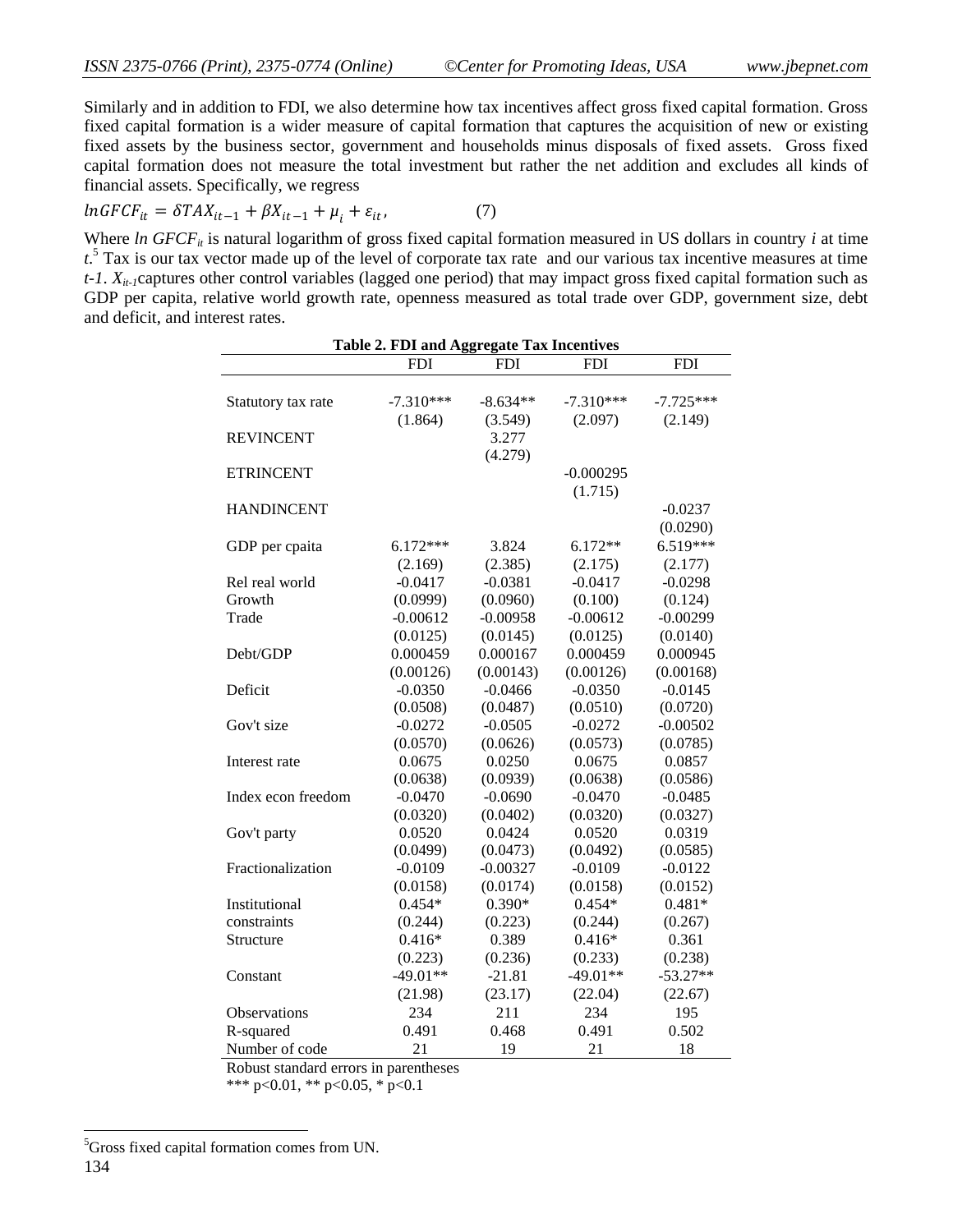Similarly and in addition to FDI, we also determine how tax incentives affect gross fixed capital formation. Gross fixed capital formation is a wider measure of capital formation that captures the acquisition of new or existing fixed assets by the business sector, government and households minus disposals of fixed assets. Gross fixed capital formation does not measure the total investment but rather the net addition and excludes all kinds of financial assets. Specifically, we regress

$$lnGFCF_{it} = \delta TAX_{it-1} + \beta X_{it-1} + \mu_i + \varepsilon_{it}, \qquad (7)$$

Where *ln* $GFCF_{it}$ is natural logarithm of gross fixed capital formation measured in US dollars in country *i* at time *t*.[5] Tax is our tax vector made up of the level of corporate tax rate and our various tax incentive measures at time *t-1*. $X_{it-1}$captures other control variables (lagged one period) that may impact gross fixed capital formation such as GDP per capita, relative world growth rate, openness measured as total trade over GDP, government size, debt and deficit, and interest rates.

**Table 2. FDI and Aggregate Tax Incentives**

| | FDI | FDI | FDI | FDI |
|---|---|---|---|---|
| Statutory tax rate | -7.310*** | -8.634** | -7.310*** | -7.725*** |
| | (1.864) | (3.549) | (2.097) | (2.149) |
| REVINCENT | | 3.277 | | |
| | | (4.279) | | |
| ETRINCENT | | | -0.000295 | |
| | | | (1.715) | |
| HANDINCENT | | | | -0.0237 |
| | | | | (0.0290) |
| GDP per cpaita | 6.172*** | 3.824 | 6.172** | 6.519*** |
| | (2.169) | (2.385) | (2.175) | (2.177) |
| Rel real world Growth | -0.0417 | -0.0381 | -0.0417 | -0.0298 |
| | (0.0999) | (0.0960) | (0.100) | (0.124) |
| Trade | -0.00612 | -0.00958 | -0.00612 | -0.00299 |
| | (0.0125) | (0.0145) | (0.0125) | (0.0140) |
| Debt/GDP | 0.000459 | 0.000167 | 0.000459 | 0.000945 |
| | (0.00126) | (0.00143) | (0.00126) | (0.00168) |
| Deficit | -0.0350 | -0.0466 | -0.0350 | -0.0145 |
| | (0.0508) | (0.0487) | (0.0510) | (0.0720) |
| Gov't size | -0.0272 | -0.0505 | -0.0272 | -0.00502 |
| | (0.0570) | (0.0626) | (0.0573) | (0.0785) |
| Interest rate | 0.0675 | 0.0250 | 0.0675 | 0.0857 |
| | (0.0638) | (0.0939) | (0.0638) | (0.0586) |
| Index econ freedom | -0.0470 | -0.0690 | -0.0470 | -0.0485 |
| | (0.0320) | (0.0402) | (0.0320) | (0.0327) |
| Gov't party | 0.0520 | 0.0424 | 0.0520 | 0.0319 |
| | (0.0499) | (0.0473) | (0.0492) | (0.0585) |
| Fractionalization | -0.0109 | -0.00327 | -0.0109 | -0.0122 |
| | (0.0158) | (0.0174) | (0.0158) | (0.0152) |
| Institutional constraints | 0.454* | 0.390* | 0.454* | 0.481* |
| | (0.244) | (0.223) | (0.244) | (0.267) |
| Structure | 0.416* | 0.389 | 0.416* | 0.361 |
| | (0.223) | (0.236) | (0.233) | (0.238) |
| Constant | -49.01** | -21.81 | -49.01** | -53.27** |
| | (21.98) | (23.17) | (22.04) | (22.67) |
| Observations | 234 | 211 | 234 | 195 |
| R-squared | 0.491 | 0.468 | 0.491 | 0.502 |
| Number of code | 21 | 19 | 21 | 18 |

Robust standard errors in parentheses

*** p<0.01, ** p<0.05, * p<0.1

[5]Gross fixed capital formation comes from UN.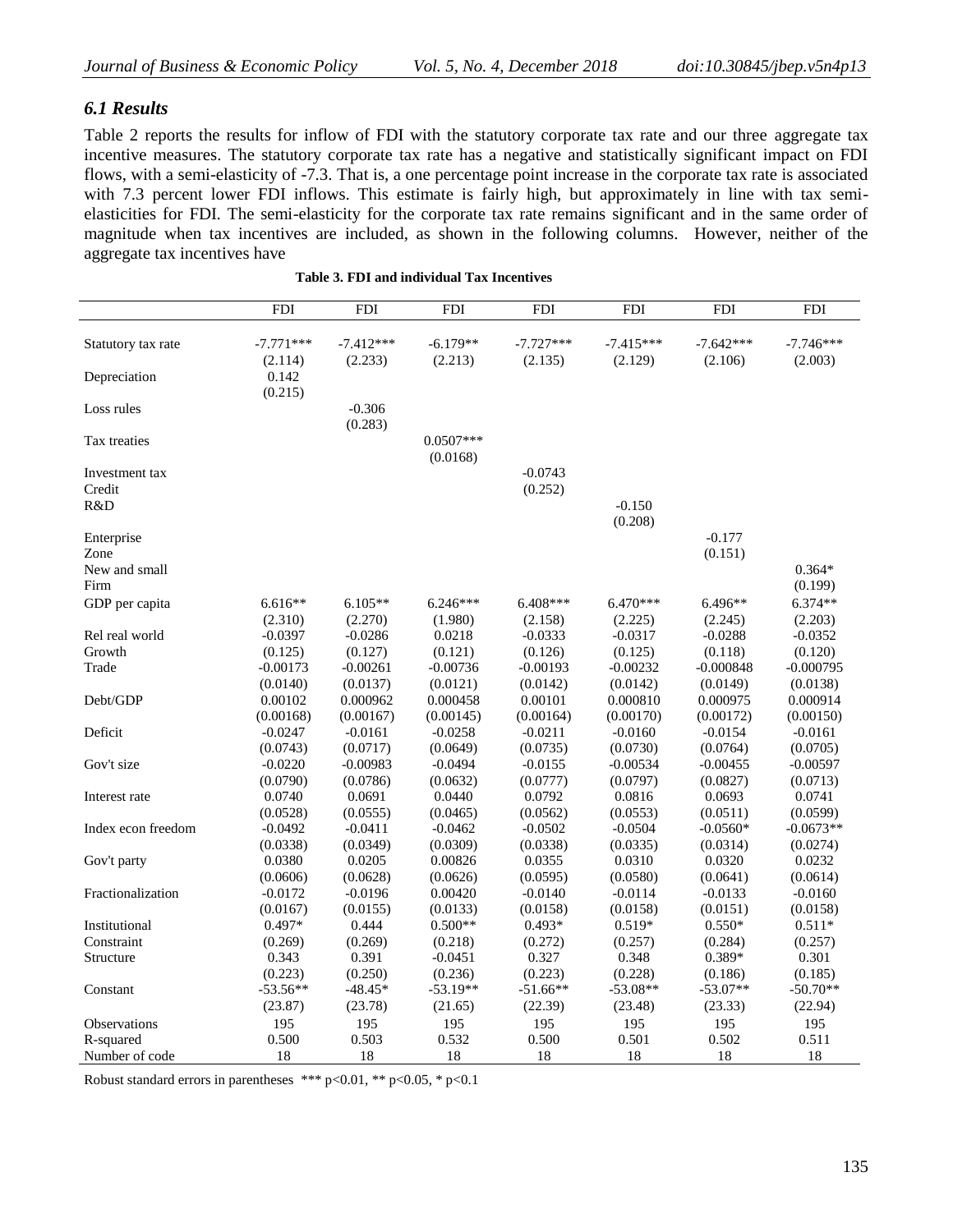### *6.1 Results*

Table 2 reports the results for inflow of FDI with the statutory corporate tax rate and our three aggregate tax incentive measures. The statutory corporate tax rate has a negative and statistically significant impact on FDI flows, with a semi-elasticity of -7.3. That is, a one percentage point increase in the corporate tax rate is associated with 7.3 percent lower FDI inflows. This estimate is fairly high, but approximately in line with tax semi-elasticities for FDI. The semi-elasticity for the corporate tax rate remains significant and in the same order of magnitude when tax incentives are included, as shown in the following columns. However, neither of the aggregate tax incentives have

**Table 3. FDI and individual Tax Incentives**

| | FDI | FDI | FDI | FDI | FDI | FDI | FDI |
|---|---|---|---|---|---|---|---|
| Statutory tax rate | -7.771*** | -7.412*** | -6.179** | -7.727*** | -7.415*** | -7.642*** | -7.746*** |
| | (2.114) | (2.233) | (2.213) | (2.135) | (2.129) | (2.106) | (2.003) |
| Depreciation | 0.142 | | | | | | |
| | (0.215) | | | | | | |
| Loss rules | | -0.306 | | | | | |
| | | (0.283) | | | | | |
| Tax treaties | | | 0.0507*** | | | | |
| | | | (0.0168) | | | | |
| Investment tax Credit | | | | -0.0743 | | | |
| | | | | (0.252) | | | |
| R&D | | | | | -0.150 | | |
| | | | | | (0.208) | | |
| Enterprise Zone | | | | | | -0.177 | |
| | | | | | | (0.151) | |
| New and small Firm | | | | | | | 0.364* |
| | | | | | | | (0.199) |
| GDP per capita | 6.616** | 6.105** | 6.246*** | 6.408*** | 6.470*** | 6.496** | 6.374** |
| | (2.310) | (2.270) | (1.980) | (2.158) | (2.225) | (2.245) | (2.203) |
| Rel real world | -0.0397 | -0.0286 | 0.0218 | -0.0333 | -0.0317 | -0.0288 | -0.0352 |
| Growth | (0.125) | (0.127) | (0.121) | (0.126) | (0.125) | (0.118) | (0.120) |
| Trade | -0.00173 | -0.00261 | -0.00736 | -0.00193 | -0.00232 | -0.000848 | -0.000795 |
| | (0.0140) | (0.0137) | (0.0121) | (0.0142) | (0.0142) | (0.0149) | (0.0138) |
| Debt/GDP | 0.00102 | 0.000962 | 0.000458 | 0.00101 | 0.000810 | 0.000975 | 0.000914 |
| | (0.00168) | (0.00167) | (0.00145) | (0.00164) | (0.00170) | (0.00172) | (0.00150) |
| Deficit | -0.0247 | -0.0161 | -0.0258 | -0.0211 | -0.0160 | -0.0154 | -0.0161 |
| | (0.0743) | (0.0717) | (0.0649) | (0.0735) | (0.0730) | (0.0764) | (0.0705) |
| Gov't size | -0.0220 | -0.00983 | -0.0494 | -0.0155 | -0.00534 | -0.00455 | -0.00597 |
| | (0.0790) | (0.0786) | (0.0632) | (0.0777) | (0.0797) | (0.0827) | (0.0713) |
| Interest rate | 0.0740 | 0.0691 | 0.0440 | 0.0792 | 0.0816 | 0.0693 | 0.0741 |
| | (0.0528) | (0.0555) | (0.0465) | (0.0562) | (0.0553) | (0.0511) | (0.0599) |
| Index econ freedom | -0.0492 | -0.0411 | -0.0462 | -0.0502 | -0.0504 | -0.0560* | -0.0673** |
| | (0.0338) | (0.0349) | (0.0309) | (0.0338) | (0.0335) | (0.0314) | (0.0274) |
| Gov't party | 0.0380 | 0.0205 | 0.00826 | 0.0355 | 0.0310 | 0.0320 | 0.0232 |
| | (0.0606) | (0.0628) | (0.0626) | (0.0595) | (0.0580) | (0.0641) | (0.0614) |
| Fractionalization | -0.0172 | -0.0196 | 0.00420 | -0.0140 | -0.0114 | -0.0133 | -0.0160 |
| | (0.0167) | (0.0155) | (0.0133) | (0.0158) | (0.0158) | (0.0151) | (0.0158) |
| Institutional | 0.497* | 0.444 | 0.500** | 0.493* | 0.519* | 0.550* | 0.511* |
| Constraint | (0.269) | (0.269) | (0.218) | (0.272) | (0.257) | (0.284) | (0.257) |
| Structure | 0.343 | 0.391 | -0.0451 | 0.327 | 0.348 | 0.389* | 0.301 |
| | (0.223) | (0.250) | (0.236) | (0.223) | (0.228) | (0.186) | (0.185) |
| Constant | -53.56** | -48.45* | -53.19** | -51.66** | -53.08** | -53.07** | -50.70** |
| | (23.87) | (23.78) | (21.65) | (22.39) | (23.48) | (23.33) | (22.94) |
| Observations | 195 | 195 | 195 | 195 | 195 | 195 | 195 |
| R-squared | 0.500 | 0.503 | 0.532 | 0.500 | 0.501 | 0.502 | 0.511 |
| Number of code | 18 | 18 | 18 | 18 | 18 | 18 | 18 |

Robust standard errors in parentheses *** p<0.01, ** p<0.05, * p<0.1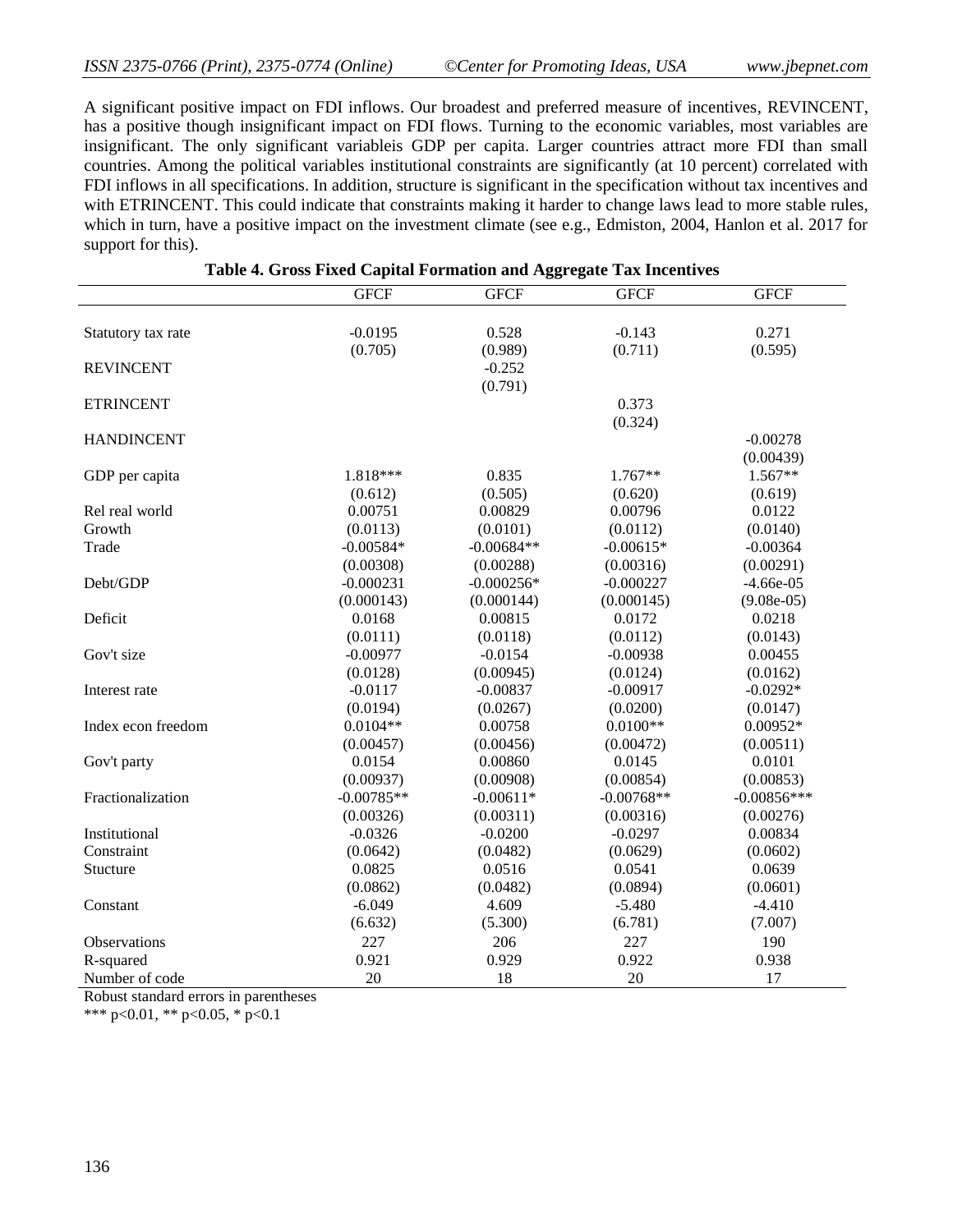A significant positive impact on FDI inflows. Our broadest and preferred measure of incentives, REVINCENT, has a positive though insignificant impact on FDI flows. Turning to the economic variables, most variables are insignificant. The only significant variableis GDP per capita. Larger countries attract more FDI than small countries. Among the political variables institutional constraints are significantly (at 10 percent) correlated with FDI inflows in all specifications. In addition, structure is significant in the specification without tax incentives and with ETRINCENT. This could indicate that constraints making it harder to change laws lead to more stable rules, which in turn, have a positive impact on the investment climate (see e.g., Edmiston, 2004, Hanlon et al. 2017 for support for this).

**Table 4. Gross Fixed Capital Formation and Aggregate Tax Incentives**

| | GFCF | GFCF | GFCF | GFCF |
|---|---|---|---|---|
| Statutory tax rate | -0.0195 | 0.528 | -0.143 | 0.271 |
| | (0.705) | (0.989) | (0.711) | (0.595) |
| REVINCENT | | -0.252 | | |
| | | (0.791) | | |
| ETRINCENT | | | 0.373 | |
| | | | (0.324) | |
| HANDINCENT | | | | -0.00278 |
| | | | | (0.00439) |
| GDP per capita | 1.818*** | 0.835 | 1.767** | 1.567** |
| | (0.612) | (0.505) | (0.620) | (0.619) |
| Rel real world | 0.00751 | 0.00829 | 0.00796 | 0.0122 |
| Growth | (0.0113) | (0.0101) | (0.0112) | (0.0140) |
| Trade | -0.00584* | -0.00684** | -0.00615* | -0.00364 |
| | (0.00308) | (0.00288) | (0.00316) | (0.00291) |
| Debt/GDP | -0.000231 | -0.000256* | -0.000227 | -4.66e-05 |
| | (0.000143) | (0.000144) | (0.000145) | (9.08e-05) |
| Deficit | 0.0168 | 0.00815 | 0.0172 | 0.0218 |
| | (0.0111) | (0.0118) | (0.0112) | (0.0143) |
| Gov't size | -0.00977 | -0.0154 | -0.00938 | 0.00455 |
| | (0.0128) | (0.00945) | (0.0124) | (0.0162) |
| Interest rate | -0.0117 | -0.00837 | -0.00917 | -0.0292* |
| | (0.0194) | (0.0267) | (0.0200) | (0.0147) |
| Index econ freedom | 0.0104** | 0.00758 | 0.0100** | 0.00952* |
| | (0.00457) | (0.00456) | (0.00472) | (0.00511) |
| Gov't party | 0.0154 | 0.00860 | 0.0145 | 0.0101 |
| | (0.00937) | (0.00908) | (0.00854) | (0.00853) |
| Fractionalization | -0.00785** | -0.00611* | -0.00768** | -0.00856*** |
| | (0.00326) | (0.00311) | (0.00316) | (0.00276) |
| Institutional | -0.0326 | -0.0200 | -0.0297 | 0.00834 |
| Constraint | (0.0642) | (0.0482) | (0.0629) | (0.0602) |
| Stucture | 0.0825 | 0.0516 | 0.0541 | 0.0639 |
| | (0.0862) | (0.0482) | (0.0894) | (0.0601) |
| Constant | -6.049 | 4.609 | -5.480 | -4.410 |
| | (6.632) | (5.300) | (6.781) | (7.007) |
| Observations | 227 | 206 | 227 | 190 |
| R-squared | 0.921 | 0.929 | 0.922 | 0.938 |
| Number of code | 20 | 18 | 20 | 17 |

Robust standard errors in parentheses

*** p<0.01, ** p<0.05, * p<0.1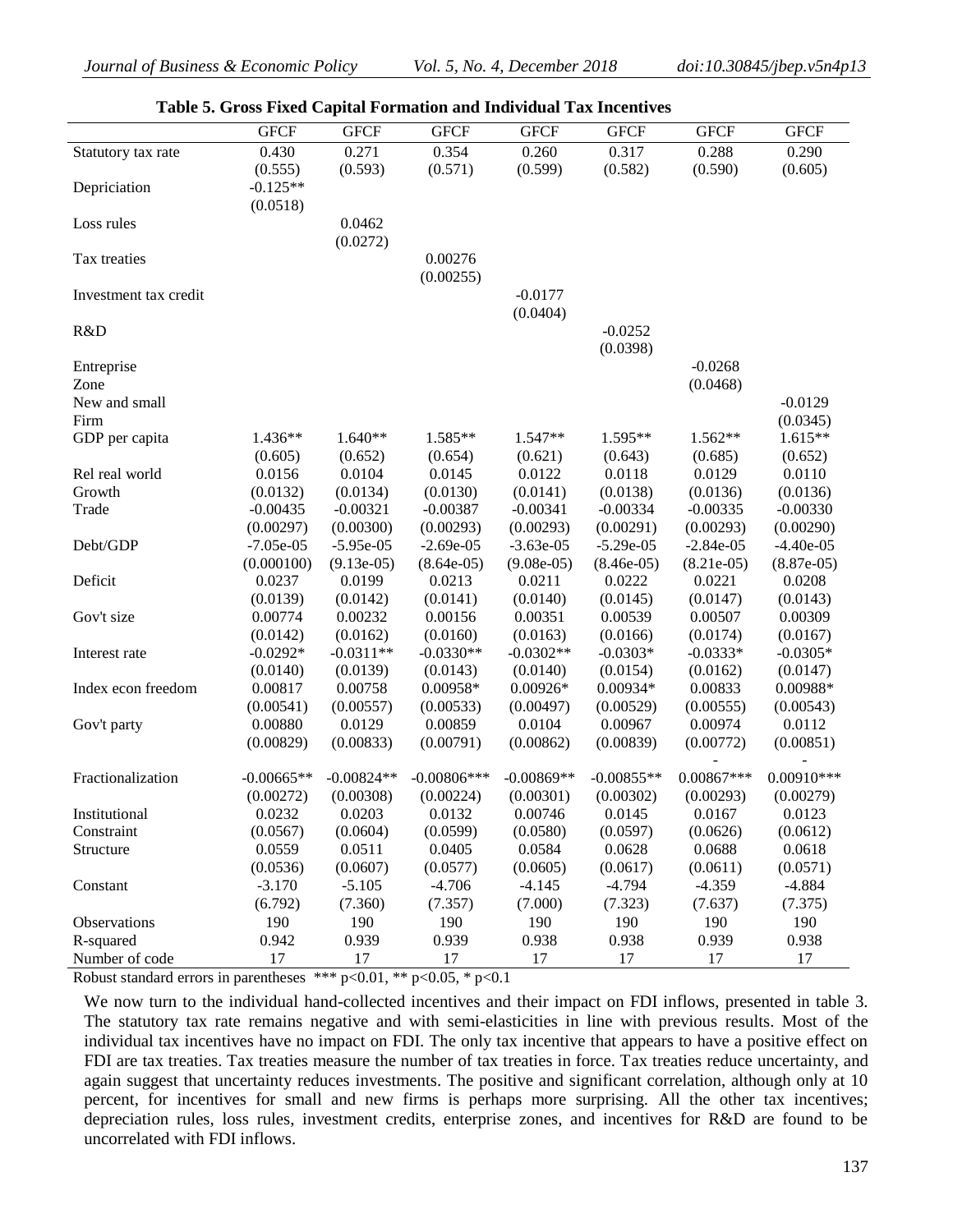**Table 5. Gross Fixed Capital Formation and Individual Tax Incentives**

| | GFCF | GFCF | GFCF | GFCF | GFCF | GFCF | GFCF |
|---|---|---|---|---|---|---|---|
| Statutory tax rate | 0.430 | 0.271 | 0.354 | 0.260 | 0.317 | 0.288 | 0.290 |
| | (0.555) | (0.593) | (0.571) | (0.599) | (0.582) | (0.590) | (0.605) |
| Depriciation | -0.125** | | | | | | |
| | (0.0518) | | | | | | |
| Loss rules | | 0.0462 | | | | | |
| | | (0.0272) | | | | | |
| Tax treaties | | | 0.00276 | | | | |
| | | | (0.00255) | | | | |
| Investment tax credit | | | | -0.0177 | | | |
| | | | | (0.0404) | | | |
| R&D | | | | | -0.0252 | | |
| | | | | | (0.0398) | | |
| Entreprise Zone | | | | | | -0.0268 | |
| | | | | | | (0.0468) | |
| New and small Firm | | | | | | | -0.0129 |
| | | | | | | | (0.0345) |
| GDP per capita | 1.436** | 1.640** | 1.585** | 1.547** | 1.595** | 1.562** | 1.615** |
| | (0.605) | (0.652) | (0.654) | (0.621) | (0.643) | (0.685) | (0.652) |
| Rel real world Growth | 0.0156 | 0.0104 | 0.0145 | 0.0122 | 0.0118 | 0.0129 | 0.0110 |
| | (0.0132) | (0.0134) | (0.0130) | (0.0141) | (0.0138) | (0.0136) | (0.0136) |
| Trade | -0.00435 | -0.00321 | -0.00387 | -0.00341 | -0.00334 | -0.00335 | -0.00330 |
| | (0.00297) | (0.00300) | (0.00293) | (0.00293) | (0.00291) | (0.00293) | (0.00290) |
| Debt/GDP | -7.05e-05 | -5.95e-05 | -2.69e-05 | -3.63e-05 | -5.29e-05 | -2.84e-05 | -4.40e-05 |
| | (0.000100) | (9.13e-05) | (8.64e-05) | (9.08e-05) | (8.46e-05) | (8.21e-05) | (8.87e-05) |
| Deficit | 0.0237 | 0.0199 | 0.0213 | 0.0211 | 0.0222 | 0.0221 | 0.0208 |
| | (0.0139) | (0.0142) | (0.0141) | (0.0140) | (0.0145) | (0.0147) | (0.0143) |
| Gov't size | 0.00774 | 0.00232 | 0.00156 | 0.00351 | 0.00539 | 0.00507 | 0.00309 |
| | (0.0142) | (0.0162) | (0.0160) | (0.0163) | (0.0166) | (0.0174) | (0.0167) |
| Interest rate | -0.0292* | -0.0311** | -0.0330** | -0.0302** | -0.0303* | -0.0333* | -0.0305* |
| | (0.0140) | (0.0139) | (0.0143) | (0.0140) | (0.0154) | (0.0162) | (0.0147) |
| Index econ freedom | 0.00817 | 0.00758 | 0.00958* | 0.00926* | 0.00934* | 0.00833 | 0.00988* |
| | (0.00541) | (0.00557) | (0.00533) | (0.00497) | (0.00529) | (0.00555) | (0.00543) |
| Gov't party | 0.00880 | 0.0129 | 0.00859 | 0.0104 | 0.00967 | 0.00974 | 0.0112 |
| | (0.00829) | (0.00833) | (0.00791) | (0.00862) | (0.00839) | (0.00772) | (0.00851) |
| Fractionalization | -0.00665** | -0.00824** | -0.00806*** | -0.00869** | -0.00855** | -0.00867*** | -0.00910*** |
| | (0.00272) | (0.00308) | (0.00224) | (0.00301) | (0.00302) | (0.00293) | (0.00279) |
| Institutional Constraint | 0.0232 | 0.0203 | 0.0132 | 0.00746 | 0.0145 | 0.0167 | 0.0123 |
| | (0.0567) | (0.0604) | (0.0599) | (0.0580) | (0.0597) | (0.0626) | (0.0612) |
| Structure | 0.0559 | 0.0511 | 0.0405 | 0.0584 | 0.0628 | 0.0688 | 0.0618 |
| | (0.0536) | (0.0607) | (0.0577) | (0.0605) | (0.0617) | (0.0611) | (0.0571) |
| Constant | -3.170 | -5.105 | -4.706 | -4.145 | -4.794 | -4.359 | -4.884 |
| | (6.792) | (7.360) | (7.357) | (7.000) | (7.323) | (7.637) | (7.375) |
| Observations | 190 | 190 | 190 | 190 | 190 | 190 | 190 |
| R-squared | 0.942 | 0.939 | 0.939 | 0.938 | 0.938 | 0.939 | 0.938 |
| Number of code | 17 | 17 | 17 | 17 | 17 | 17 | 17 |

Robust standard errors in parentheses *** p<0.01, ** p<0.05, * p<0.1

We now turn to the individual hand-collected incentives and their impact on FDI inflows, presented in table 3. The statutory tax rate remains negative and with semi-elasticities in line with previous results. Most of the individual tax incentives have no impact on FDI. The only tax incentive that appears to have a positive effect on FDI are tax treaties. Tax treaties measure the number of tax treaties in force. Tax treaties reduce uncertainty, and again suggest that uncertainty reduces investments. The positive and significant correlation, although only at 10 percent, for incentives for small and new firms is perhaps more surprising. All the other tax incentives; depreciation rules, loss rules, investment credits, enterprise zones, and incentives for R&D are found to be uncorrelated with FDI inflows.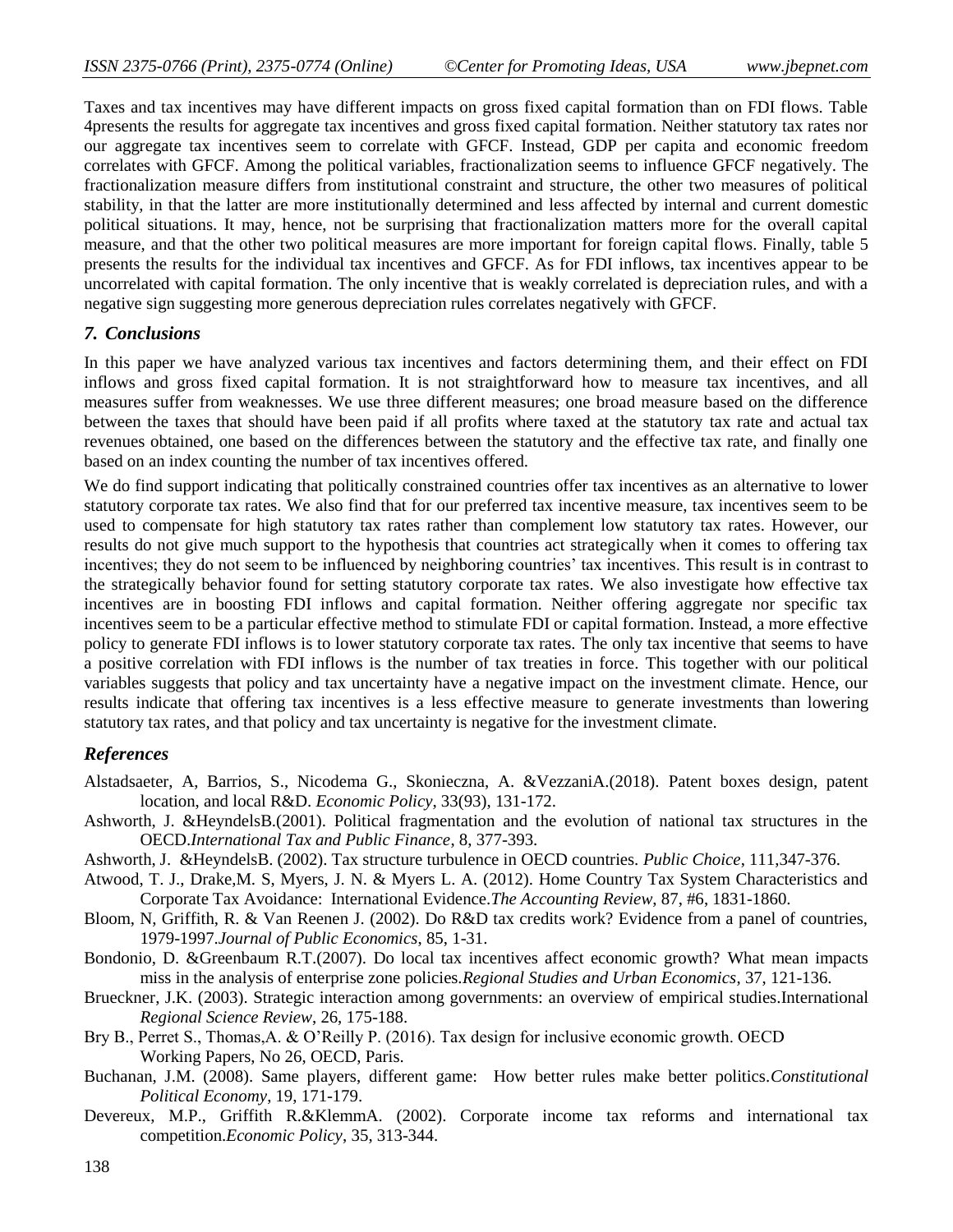Taxes and tax incentives may have different impacts on gross fixed capital formation than on FDI flows. Table 4presents the results for aggregate tax incentives and gross fixed capital formation. Neither statutory tax rates nor our aggregate tax incentives seem to correlate with GFCF. Instead, GDP per capita and economic freedom correlates with GFCF. Among the political variables, fractionalization seems to influence GFCF negatively. The fractionalization measure differs from institutional constraint and structure, the other two measures of political stability, in that the latter are more institutionally determined and less affected by internal and current domestic political situations. It may, hence, not be surprising that fractionalization matters more for the overall capital measure, and that the other two political measures are more important for foreign capital flows. Finally, table 5 presents the results for the individual tax incentives and GFCF. As for FDI inflows, tax incentives appear to be uncorrelated with capital formation. The only incentive that is weakly correlated is depreciation rules, and with a negative sign suggesting more generous depreciation rules correlates negatively with GFCF.

## *7. Conclusions*

In this paper we have analyzed various tax incentives and factors determining them, and their effect on FDI inflows and gross fixed capital formation. It is not straightforward how to measure tax incentives, and all measures suffer from weaknesses. We use three different measures; one broad measure based on the difference between the taxes that should have been paid if all profits where taxed at the statutory tax rate and actual tax revenues obtained, one based on the differences between the statutory and the effective tax rate, and finally one based on an index counting the number of tax incentives offered.

We do find support indicating that politically constrained countries offer tax incentives as an alternative to lower statutory corporate tax rates. We also find that for our preferred tax incentive measure, tax incentives seem to be used to compensate for high statutory tax rates rather than complement low statutory tax rates. However, our results do not give much support to the hypothesis that countries act strategically when it comes to offering tax incentives; they do not seem to be influenced by neighboring countries' tax incentives. This result is in contrast to the strategically behavior found for setting statutory corporate tax rates. We also investigate how effective tax incentives are in boosting FDI inflows and capital formation. Neither offering aggregate nor specific tax incentives seem to be a particular effective method to stimulate FDI or capital formation. Instead, a more effective policy to generate FDI inflows is to lower statutory corporate tax rates. The only tax incentive that seems to have a positive correlation with FDI inflows is the number of tax treaties in force. This together with our political variables suggests that policy and tax uncertainty have a negative impact on the investment climate. Hence, our results indicate that offering tax incentives is a less effective measure to generate investments than lowering statutory tax rates, and that policy and tax uncertainty is negative for the investment climate.

## *References*

Alstadsaeter, A, Barrios, S., Nicodema G., Skonieczna, A. &VezzaniA.(2018). Patent boxes design, patent location, and local R&D. *Economic Policy*, 33(93), 131-172.

Ashworth, J. &HeyndelsB.(2001). Political fragmentation and the evolution of national tax structures in the OECD.*International Tax and Public Finance*, 8, 377-393.

Ashworth, J. &HeyndelsB. (2002). Tax structure turbulence in OECD countries. *Public Choice*, 111,347-376.

Atwood, T. J., Drake,M. S, Myers, J. N. & Myers L. A. (2012). Home Country Tax System Characteristics and Corporate Tax Avoidance: International Evidence.*The Accounting Review*, 87, #6, 1831-1860.

Bloom, N, Griffith, R. & Van Reenen J. (2002). Do R&D tax credits work? Evidence from a panel of countries, 1979-1997.*Journal of Public Economics*, 85, 1-31.

Bondonio, D. &Greenbaum R.T.(2007). Do local tax incentives affect economic growth? What mean impacts miss in the analysis of enterprise zone policies.*Regional Studies and Urban Economics*, 37, 121-136.

Brueckner, J.K. (2003). Strategic interaction among governments: an overview of empirical studies.International *Regional Science Review*, 26, 175-188.

Bry B., Perret S., Thomas,A. & O'Reilly P. (2016). Tax design for inclusive economic growth. OECD Working Papers, No 26, OECD, Paris.

Buchanan, J.M. (2008). Same players, different game: How better rules make better politics.*Constitutional Political Economy*, 19, 171-179.

Devereux, M.P., Griffith R.&KlemmA. (2002). Corporate income tax reforms and international tax competition.*Economic Policy*, 35, 313-344.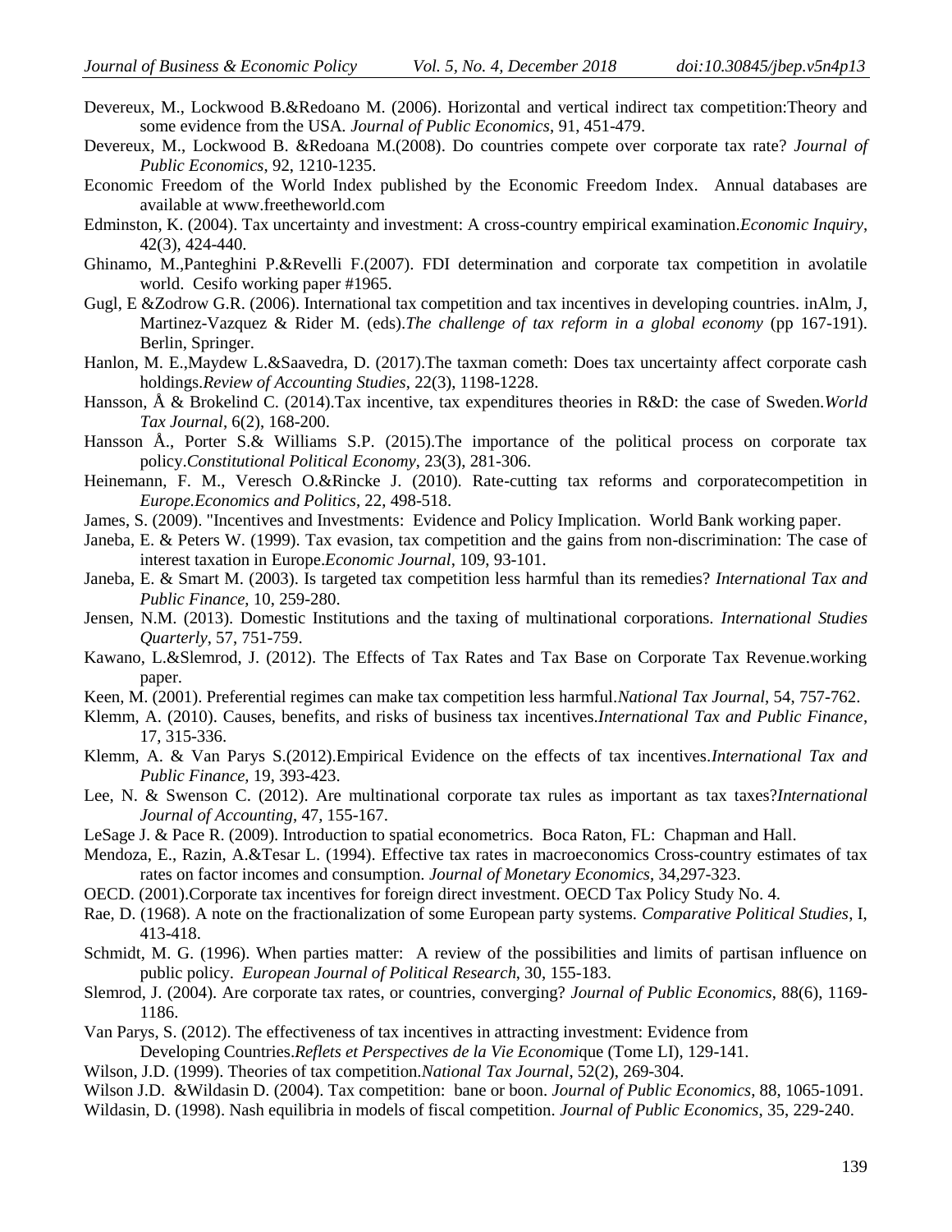Devereux, M., Lockwood B.&Redoano M. (2006). Horizontal and vertical indirect tax competition:Theory and some evidence from the USA. *Journal of Public Economics*, 91, 451-479.

Devereux, M., Lockwood B. &Redoana M.(2008). Do countries compete over corporate tax rate? *Journal of Public Economics*, 92, 1210-1235.

Economic Freedom of the World Index published by the Economic Freedom Index. Annual databases are available at www.freetheworld.com

Edminston, K. (2004). Tax uncertainty and investment: A cross-country empirical examination.*Economic Inquiry*, 42(3), 424-440.

Ghinamo, M.,Panteghini P.&Revelli F.(2007). FDI determination and corporate tax competition in avolatile world. Cesifo working paper #1965.

Gugl, E &Zodrow G.R. (2006). International tax competition and tax incentives in developing countries. inAlm, J, Martinez-Vazquez & Rider M. (eds).*The challenge of tax reform in a global economy* (pp 167-191). Berlin, Springer.

Hanlon, M. E.,Maydew L.&Saavedra, D. (2017).The taxman cometh: Does tax uncertainty affect corporate cash holdings.*Review of Accounting Studies*, 22(3), 1198-1228.

Hansson, Å & Brokelind C. (2014).Tax incentive, tax expenditures theories in R&D: the case of Sweden.*World Tax Journal*, 6(2), 168-200.

Hansson Å., Porter S.& Williams S.P. (2015).The importance of the political process on corporate tax policy.*Constitutional Political Economy*, 23(3), 281-306.

Heinemann, F. M., Veresch O.&Rincke J. (2010). Rate-cutting tax reforms and corporatecompetition in *Europe.Economics and Politics*, 22, 498-518.

James, S. (2009). "Incentives and Investments: Evidence and Policy Implication. World Bank working paper.

Janeba, E. & Peters W. (1999). Tax evasion, tax competition and the gains from non-discrimination: The case of interest taxation in Europe.*Economic Journal*, 109, 93-101.

Janeba, E. & Smart M. (2003). Is targeted tax competition less harmful than its remedies? *International Tax and Public Finance*, 10, 259-280.

Jensen, N.M. (2013). Domestic Institutions and the taxing of multinational corporations. *International Studies Quarterly*, 57, 751-759.

Kawano, L.&Slemrod, J. (2012). The Effects of Tax Rates and Tax Base on Corporate Tax Revenue.working paper.

Keen, M. (2001). Preferential regimes can make tax competition less harmful.*National Tax Journal*, 54, 757-762.

Klemm, A. (2010). Causes, benefits, and risks of business tax incentives.*International Tax and Public Finance*, 17, 315-336.

Klemm, A. & Van Parys S.(2012).Empirical Evidence on the effects of tax incentives.*International Tax and Public Finance*, 19, 393-423.

Lee, N. & Swenson C. (2012). Are multinational corporate tax rules as important as tax taxes?*International Journal of Accounting*, 47, 155-167.

LeSage J. & Pace R. (2009). Introduction to spatial econometrics. Boca Raton, FL: Chapman and Hall.

Mendoza, E., Razin, A.&Tesar L. (1994). Effective tax rates in macroeconomics Cross-country estimates of tax rates on factor incomes and consumption. *Journal of Monetary Economics*, 34,297-323.

OECD. (2001).Corporate tax incentives for foreign direct investment. OECD Tax Policy Study No. 4.

Rae, D. (1968). A note on the fractionalization of some European party systems. *Comparative Political Studies*, I, 413-418.

Schmidt, M. G. (1996). When parties matter: A review of the possibilities and limits of partisan influence on public policy. *European Journal of Political Research*, 30, 155-183.

Slemrod, J. (2004). Are corporate tax rates, or countries, converging? *Journal of Public Economics*, 88(6), 1169-1186.

Van Parys, S. (2012). The effectiveness of tax incentives in attracting investment: Evidence from Developing Countries.*Reflets et Perspectives de la Vie Economi*que (Tome LI), 129-141.

Wilson, J.D. (1999). Theories of tax competition.*National Tax Journal*, 52(2), 269-304.

Wilson J.D. &Wildasin D. (2004). Tax competition: bane or boon. *Journal of Public Economics*, 88, 1065-1091.

Wildasin, D. (1998). Nash equilibria in models of fiscal competition. *Journal of Public Economics*, 35, 229-240.